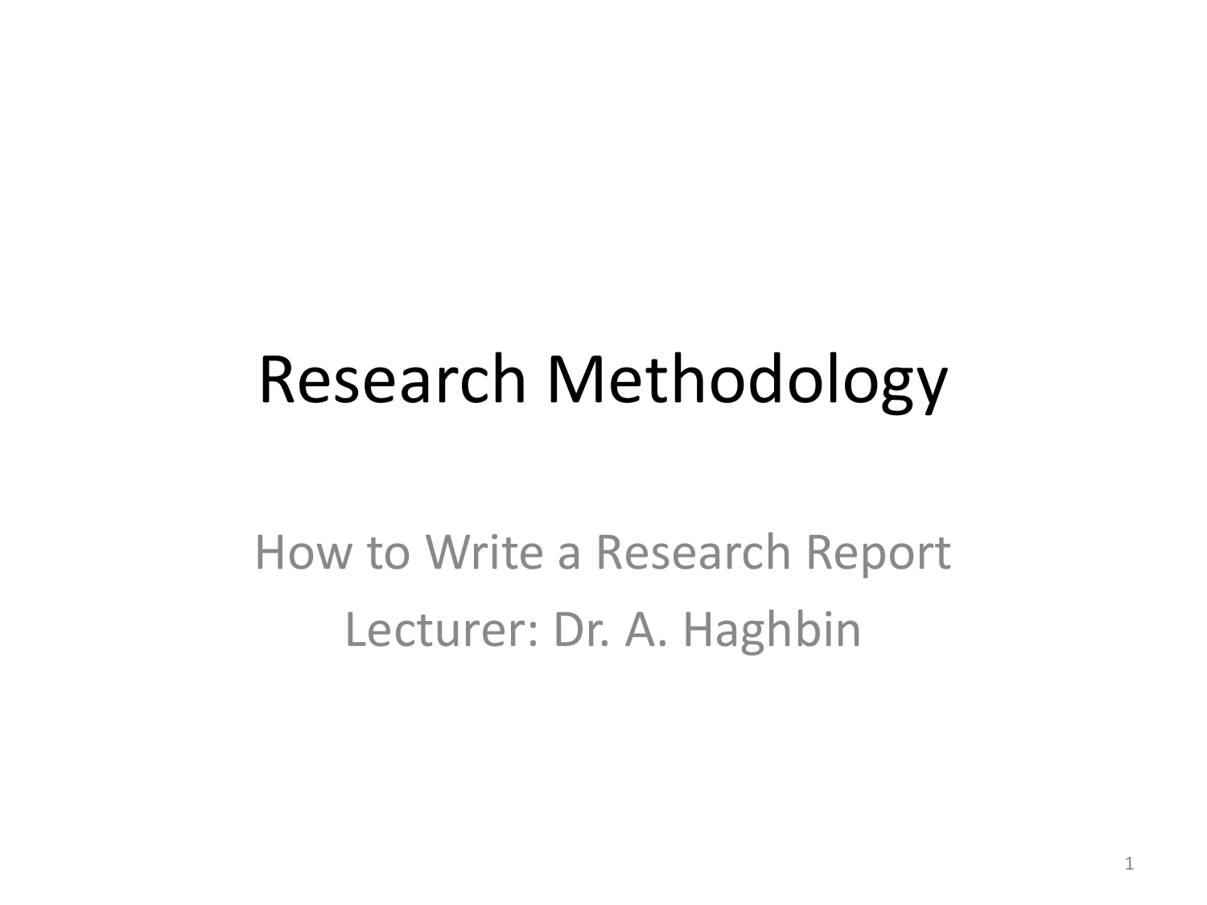# Research Methodology

How to Write a Research Report

Lecturer: Dr. A. Haghbin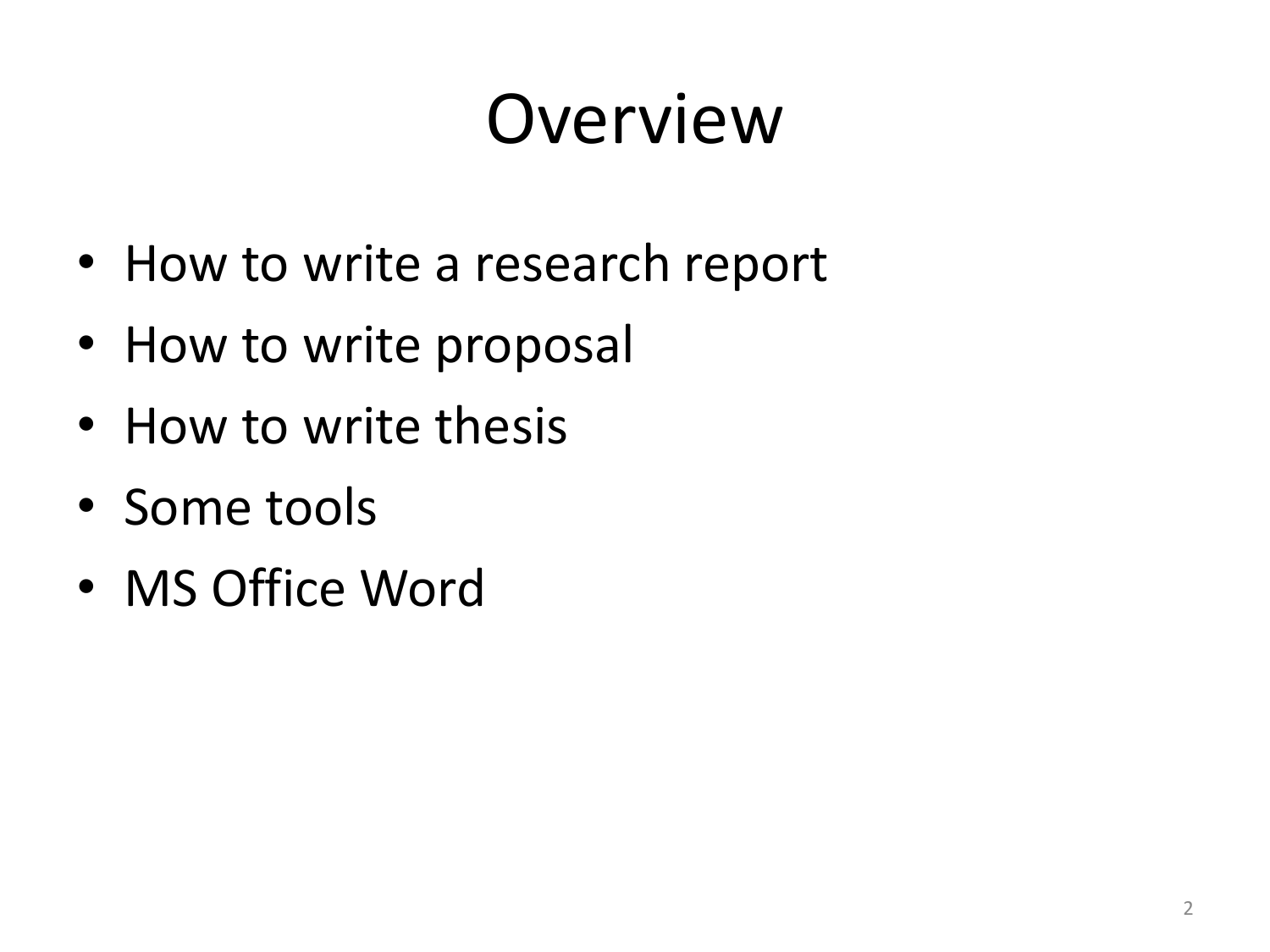# Overview

- How to write a research report
- How to write proposal
- How to write thesis
- Some tools
- MS Office Word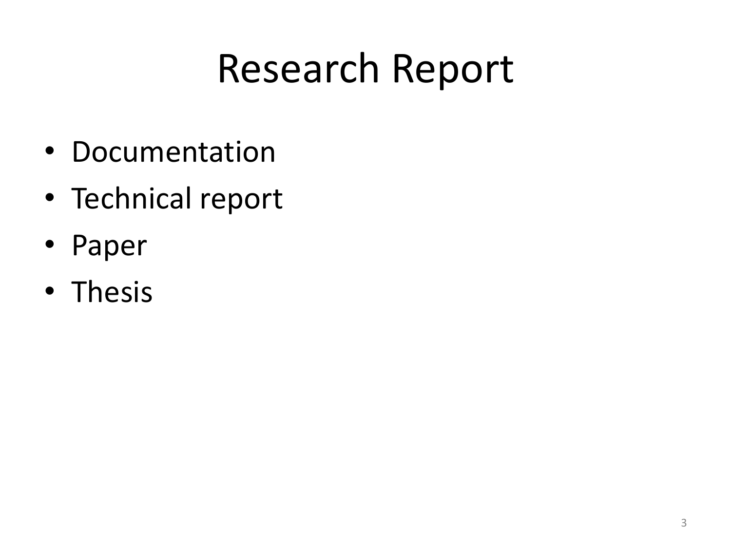# Research Report

- Documentation
- Technical report
- Paper
- Thesis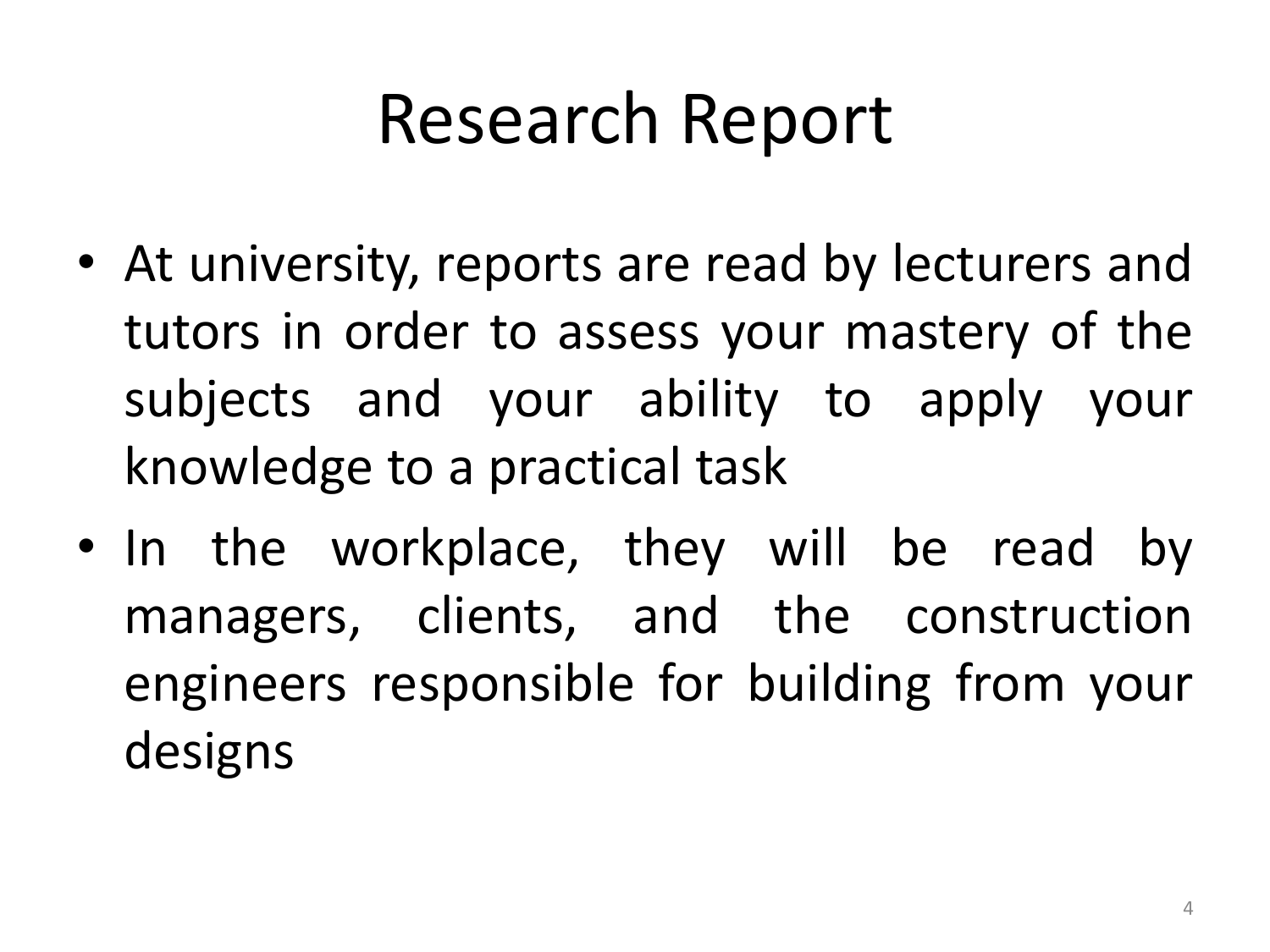# Research Report

- At university, reports are read by lecturers and tutors in order to assess your mastery of the subjects and your ability to apply your knowledge to a practical task
- In the workplace, they will be read by managers, clients, and the construction engineers responsible for building from your designs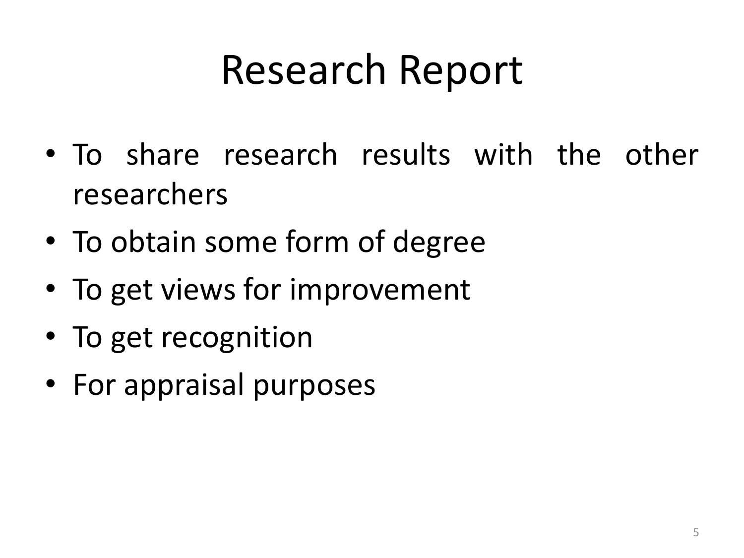# Research Report

- To share research results with the other researchers
- To obtain some form of degree
- To get views for improvement
- To get recognition
- For appraisal purposes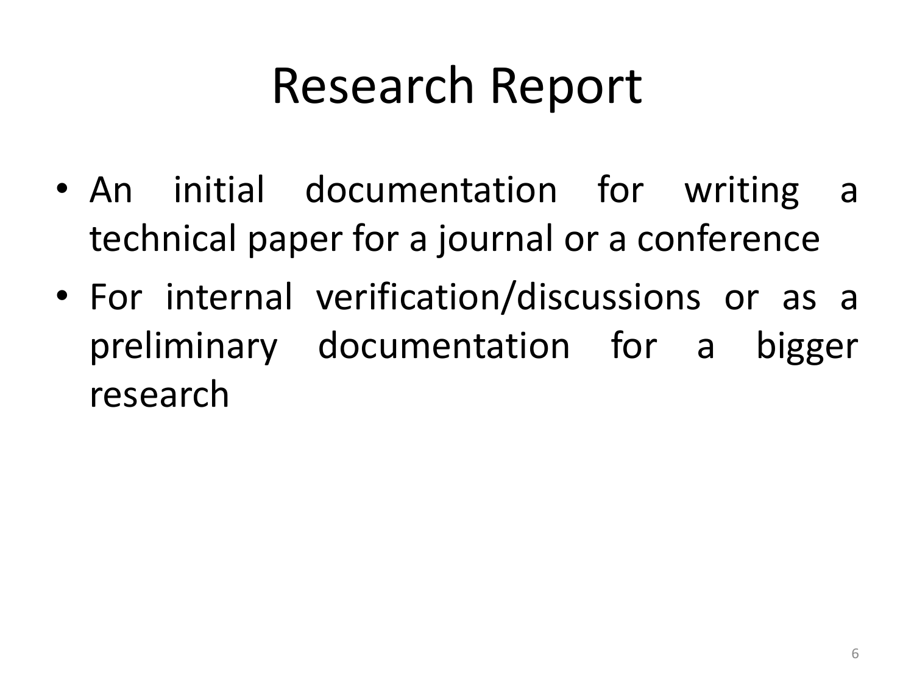# Research Report

- An initial documentation for writing a technical paper for a journal or a conference
- For internal verification/discussions or as a preliminary documentation for a bigger research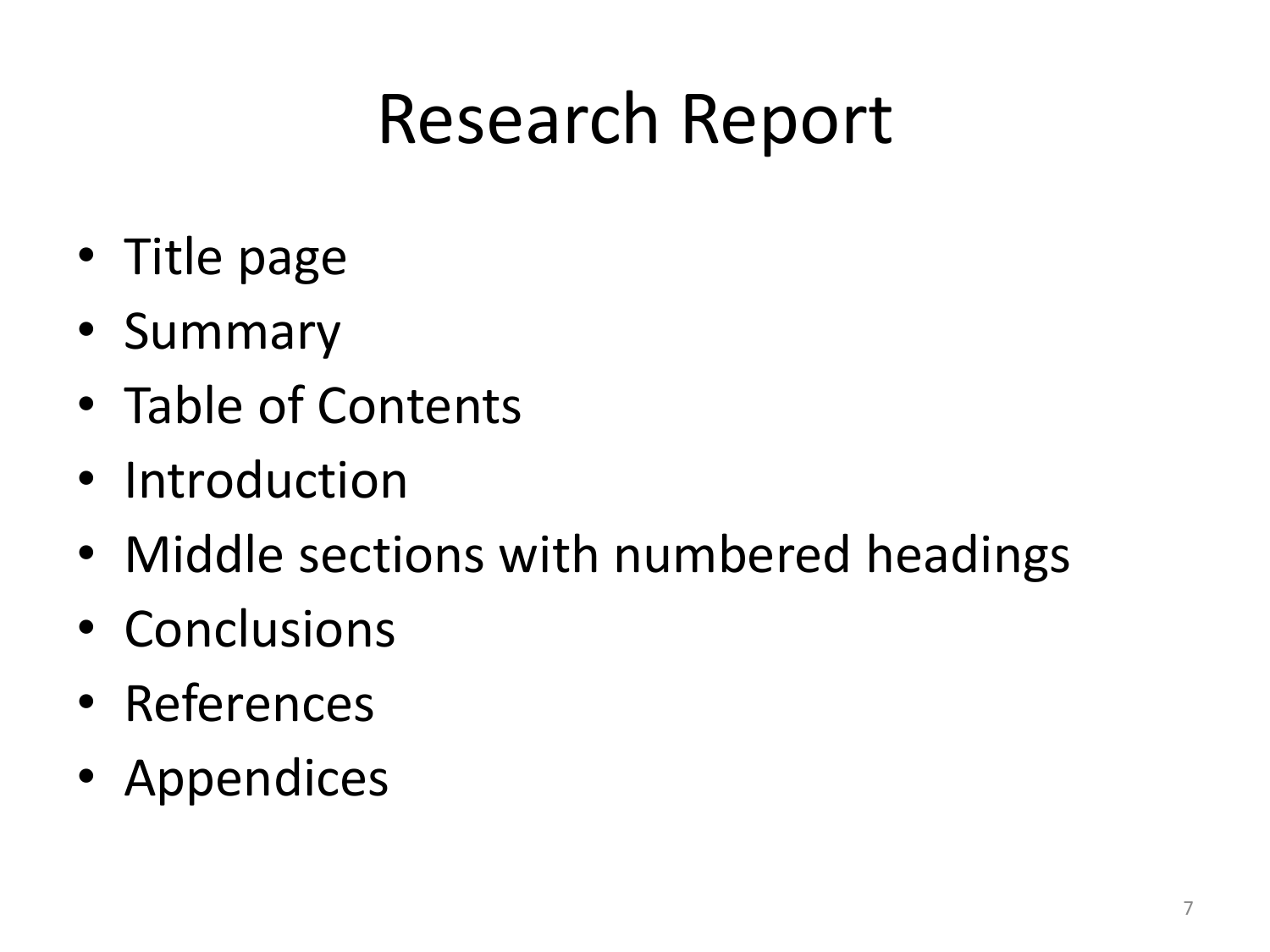# Research Report

- Title page
- Summary
- Table of Contents
- Introduction
- Middle sections with numbered headings
- Conclusions
- References
- Appendices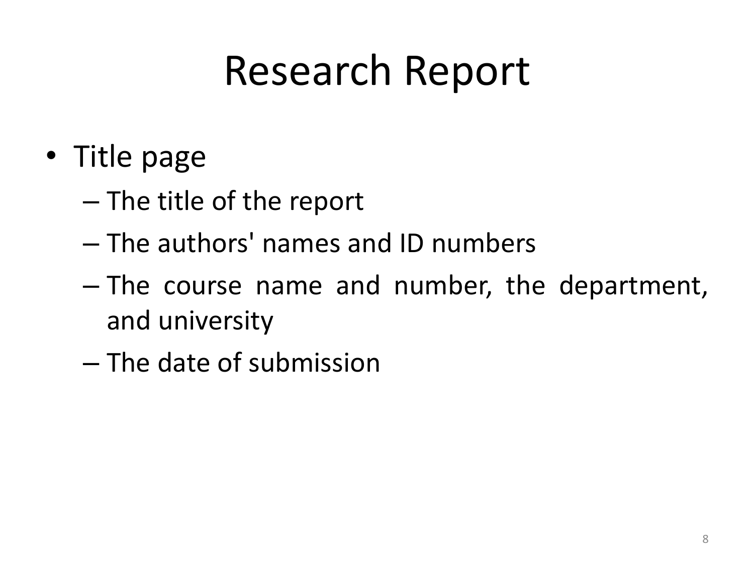# Research Report

- Title page
  - The title of the report
  - The authors' names and ID numbers
  - The course name and number, the department, and university
  - The date of submission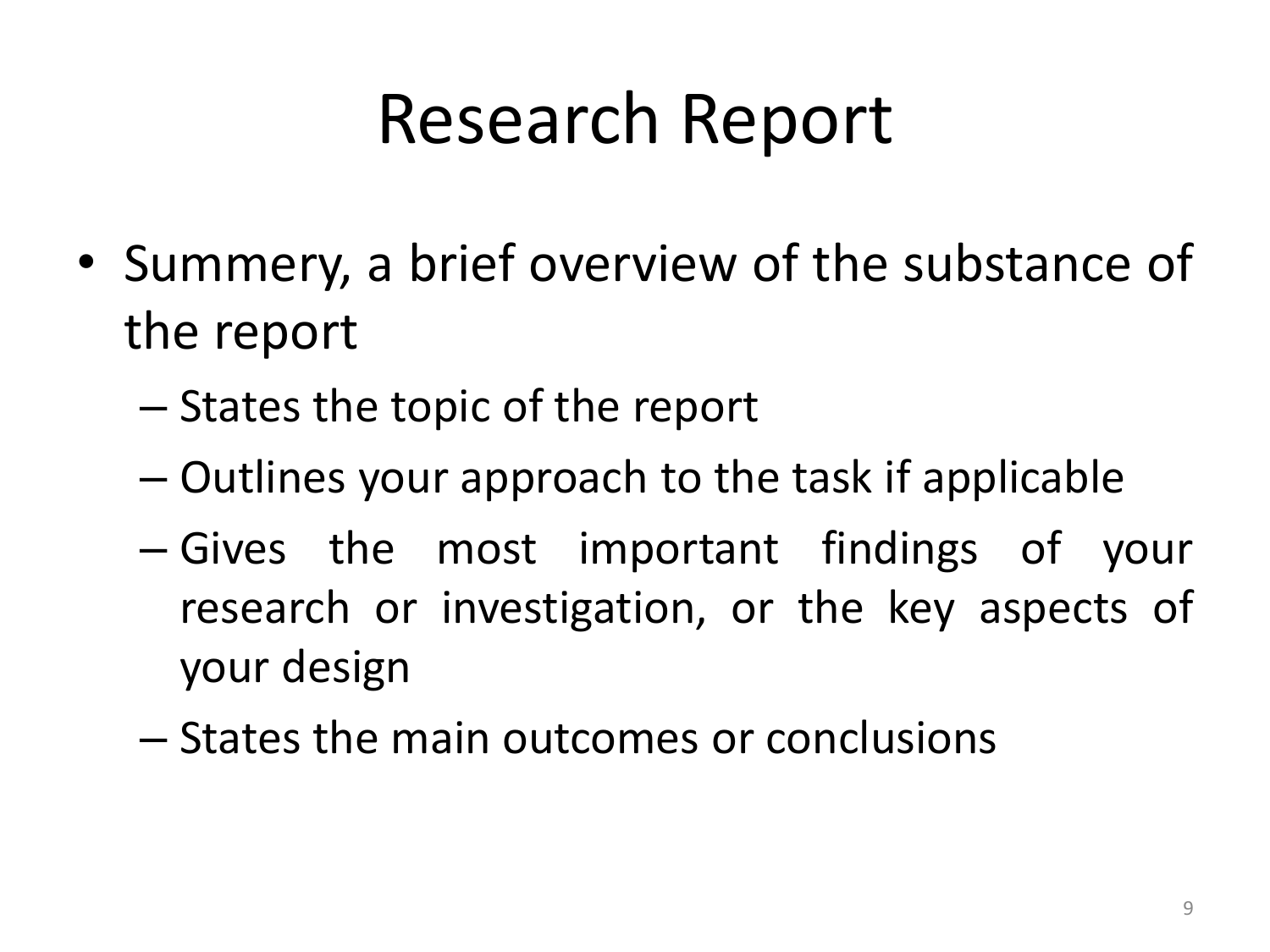# Research Report

- Summery, a brief overview of the substance of the report
  - States the topic of the report
  - Outlines your approach to the task if applicable
  - Gives the most important findings of your research or investigation, or the key aspects of your design
  - States the main outcomes or conclusions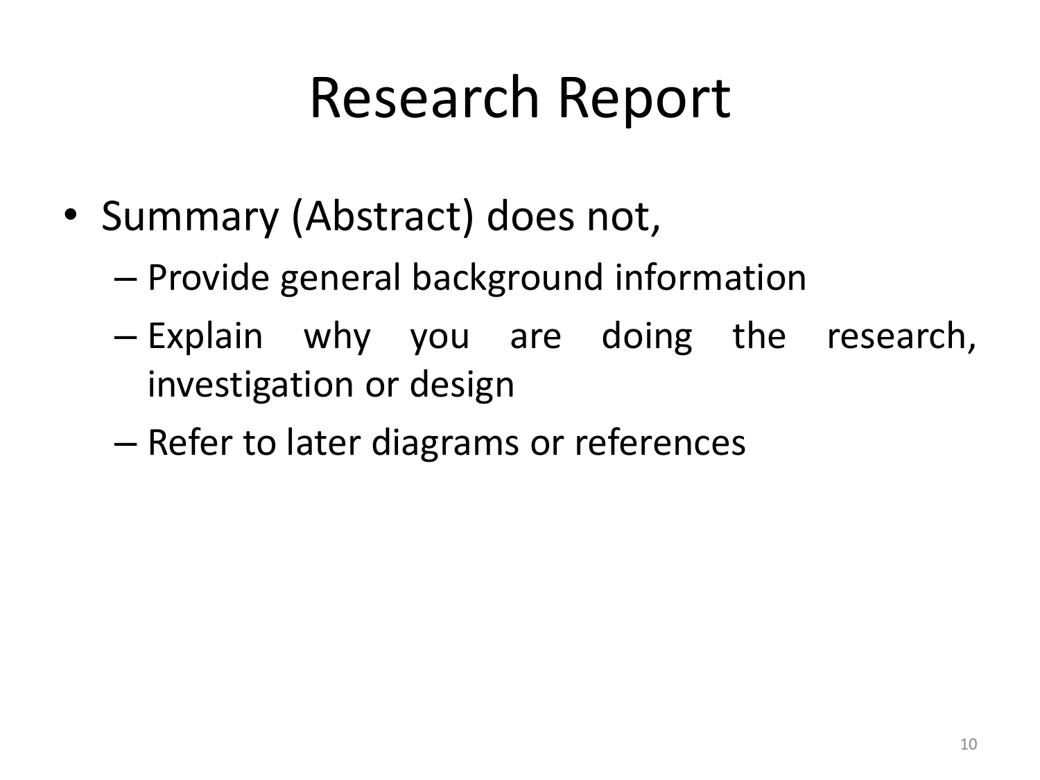# Research Report

- Summary (Abstract) does not,
  - Provide general background information
  - Explain why you are doing the research, investigation or design
  - Refer to later diagrams or references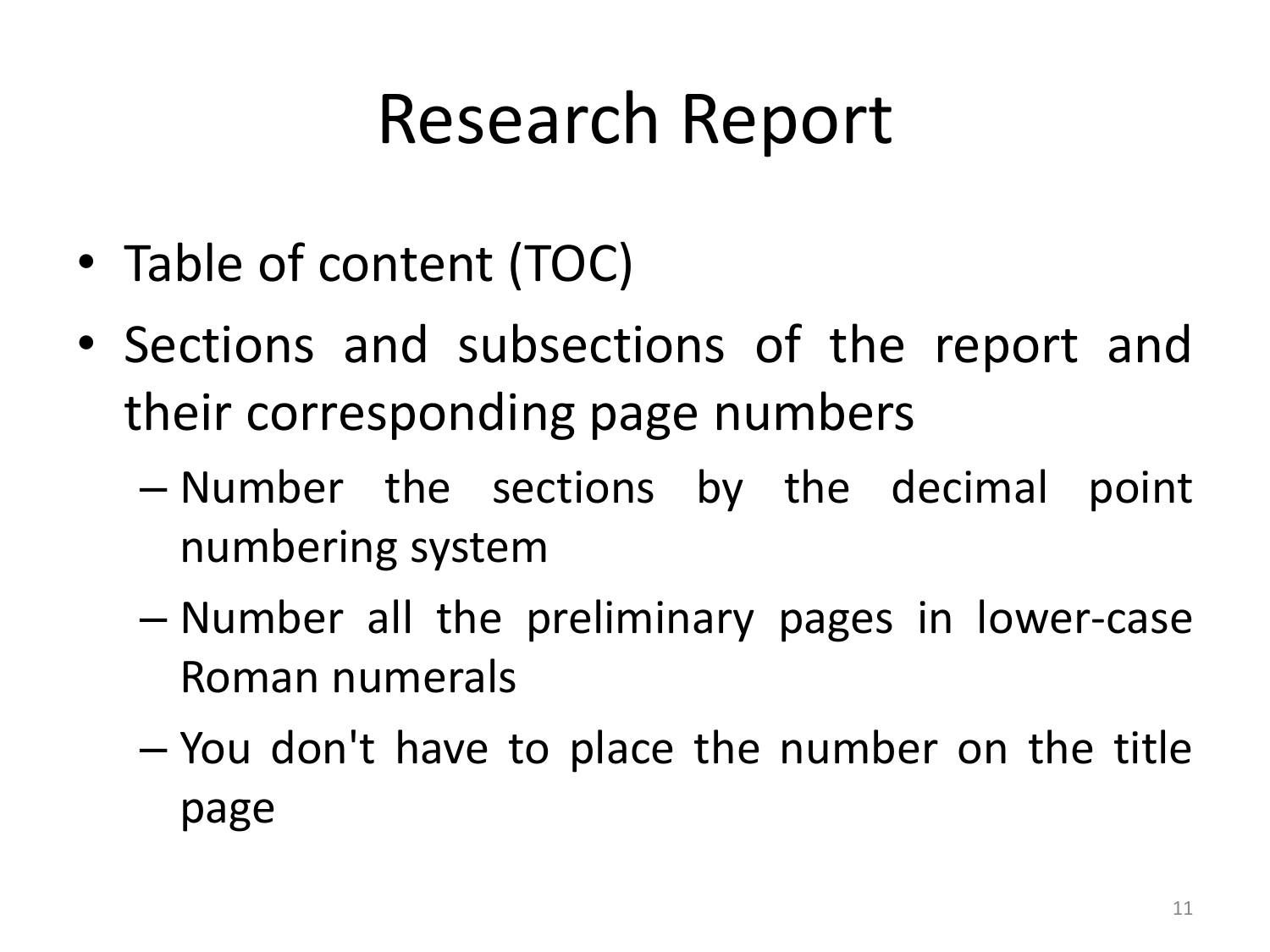# Research Report

- Table of content (TOC)
- Sections and subsections of the report and their corresponding page numbers
  - Number the sections by the decimal point numbering system
  - Number all the preliminary pages in lower-case Roman numerals
  - You don't have to place the number on the title page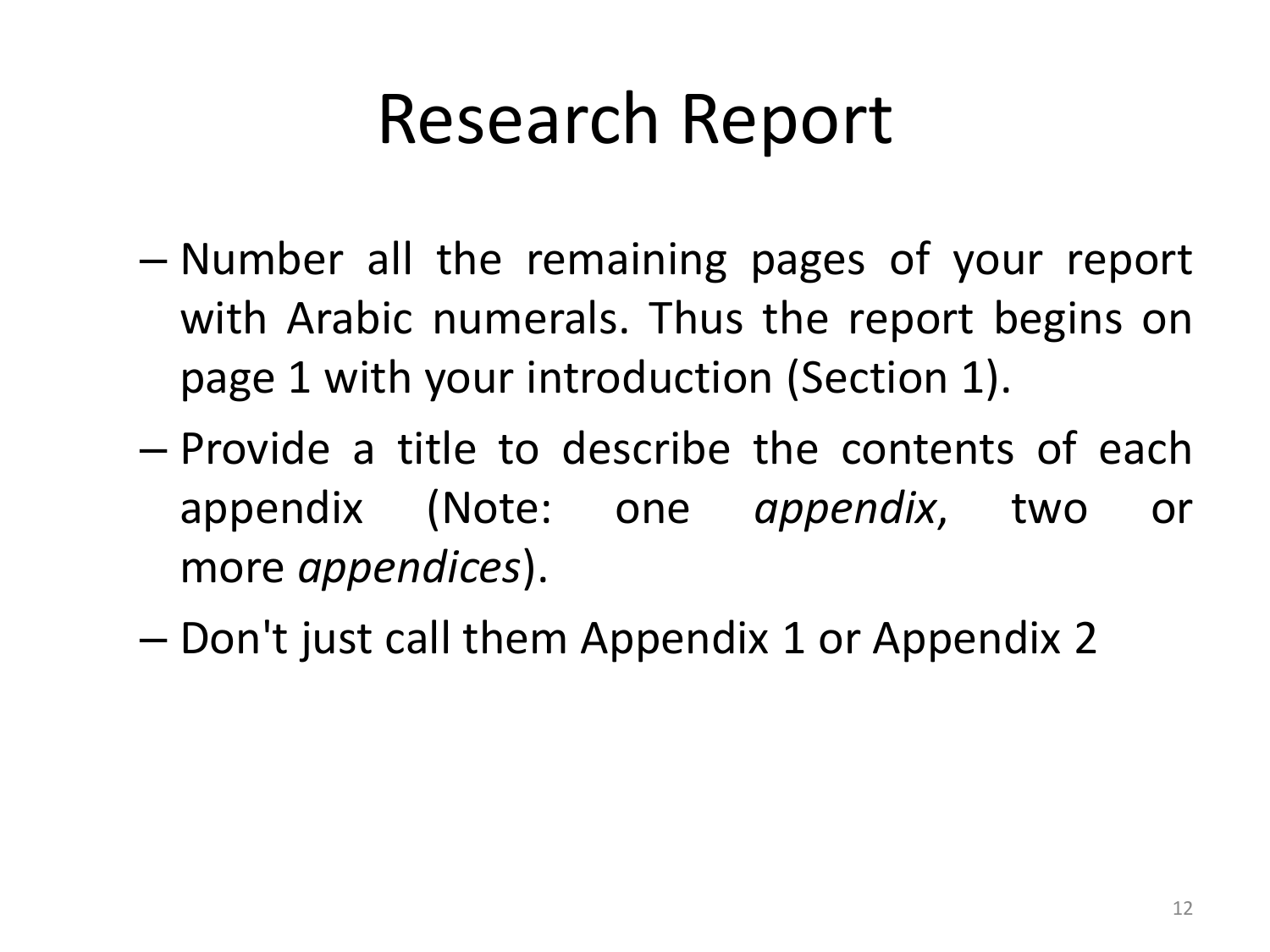# Research Report

- Number all the remaining pages of your report with Arabic numerals. Thus the report begins on page 1 with your introduction (Section 1).
- Provide a title to describe the contents of each appendix (Note: one *appendix*, two or more *appendices*).
- Don't just call them Appendix 1 or Appendix 2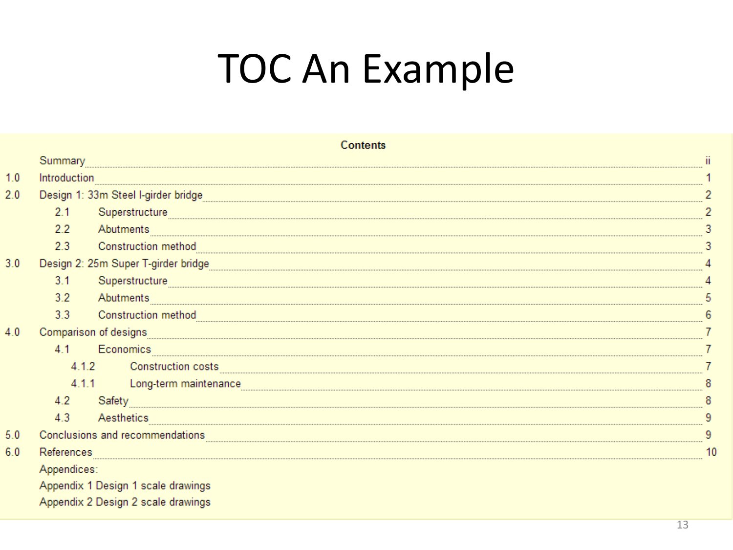# TOC An Example

**Contents**

| | | Page |
|---|---|---|
| | Summary | ii |
| 1.0 | Introduction | 1 |
| 2.0 | Design 1: 33m Steel I-girder bridge | 2 |
| 2.1 | Superstructure | 2 |
| 2.2 | Abutments | 3 |
| 2.3 | Construction method | 3 |
| 3.0 | Design 2: 25m Super T-girder bridge | 4 |
| 3.1 | Superstructure | 4 |
| 3.2 | Abutments | 5 |
| 3.3 | Construction method | 6 |
| 4.0 | Comparison of designs | 7 |
| 4.1 | Economics | 7 |
| 4.1.2 | Construction costs | 7 |
| 4.1.1 | Long-term maintenance | 8 |
| 4.2 | Safety | 8 |
| 4.3 | Aesthetics | 9 |
| 5.0 | Conclusions and recommendations | 9 |
| 6.0 | References | 10 |
| | Appendices: | |
| | Appendix 1 Design 1 scale drawings | |
| | Appendix 2 Design 2 scale drawings | |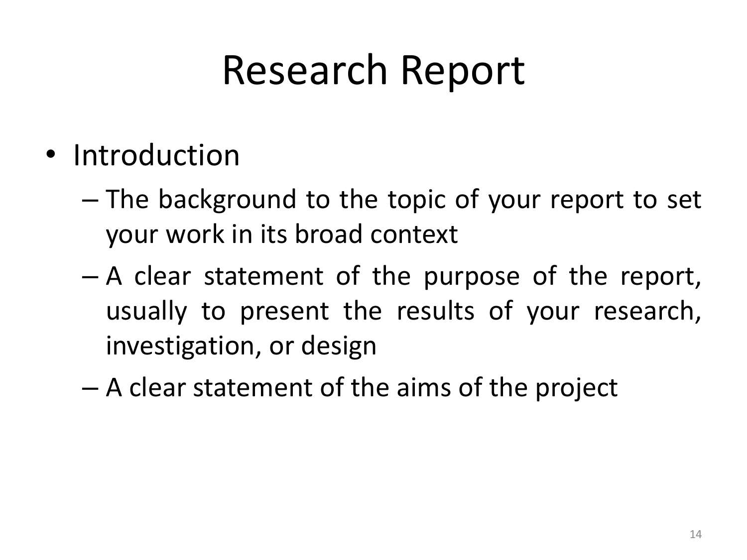# Research Report

- Introduction
  - The background to the topic of your report to set your work in its broad context
  - A clear statement of the purpose of the report, usually to present the results of your research, investigation, or design
  - A clear statement of the aims of the project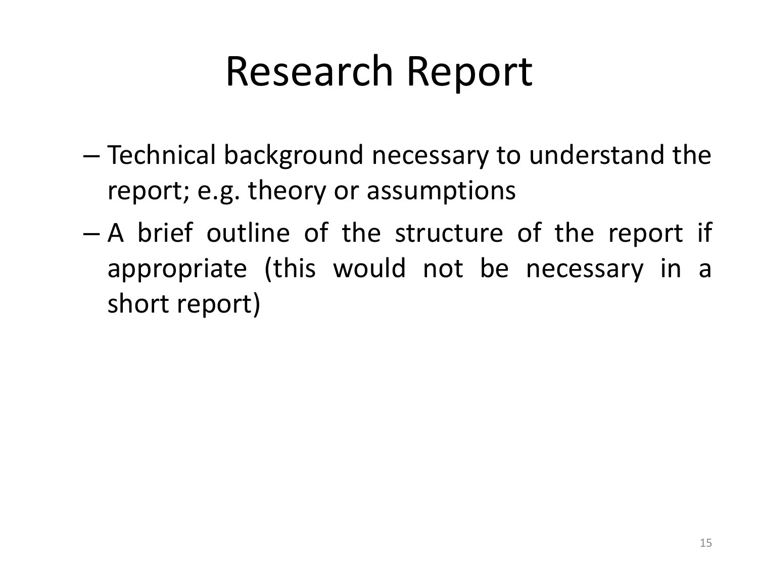# Research Report

- Technical background necessary to understand the report; e.g. theory or assumptions
- A brief outline of the structure of the report if appropriate (this would not be necessary in a short report)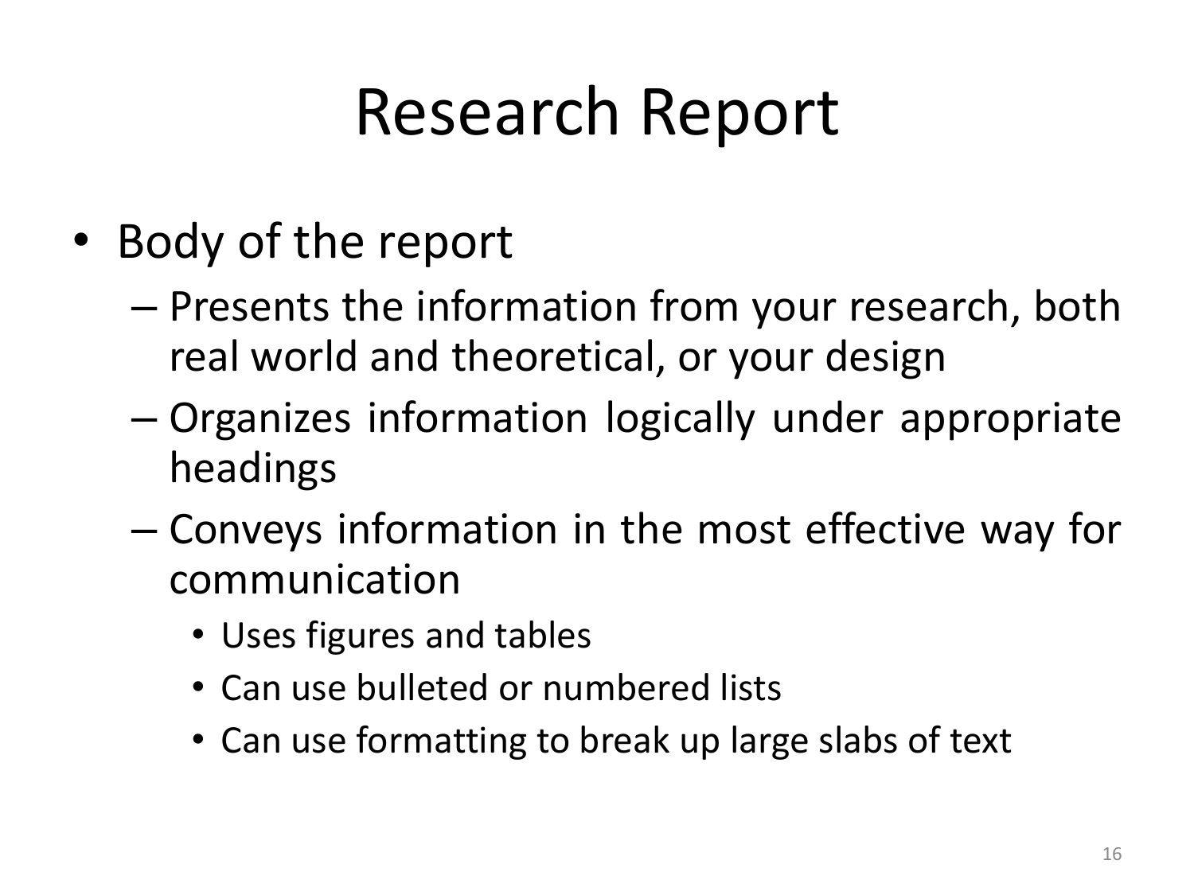# Research Report

- Body of the report
  - Presents the information from your research, both real world and theoretical, or your design
  - Organizes information logically under appropriate headings
  - Conveys information in the most effective way for communication
    - Uses figures and tables
    - Can use bulleted or numbered lists
    - Can use formatting to break up large slabs of text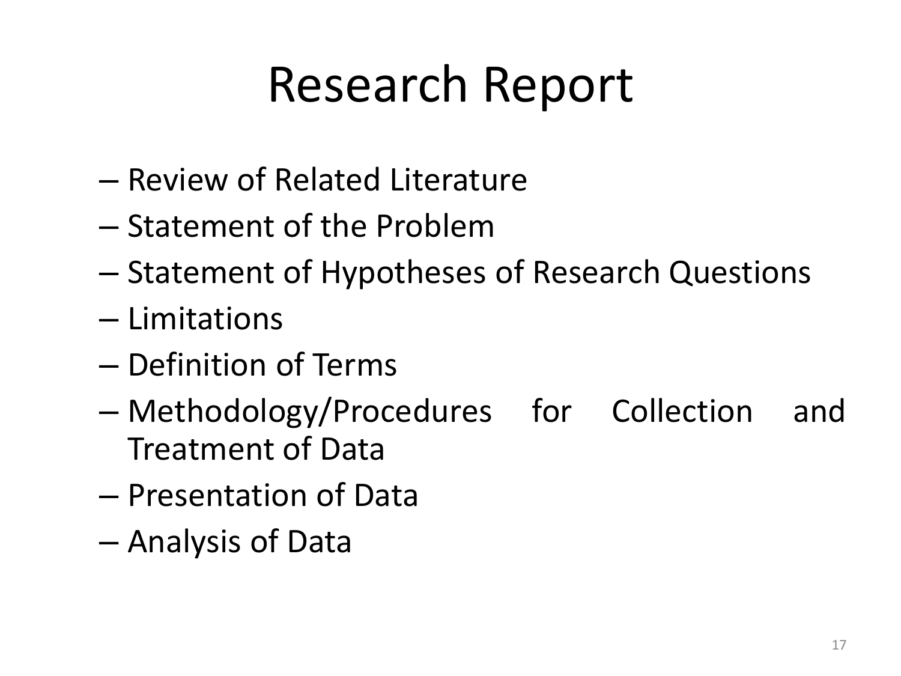# Research Report

- Review of Related Literature
- Statement of the Problem
- Statement of Hypotheses of Research Questions
- Limitations
- Definition of Terms
- Methodology/Procedures for Collection and Treatment of Data
- Presentation of Data
- Analysis of Data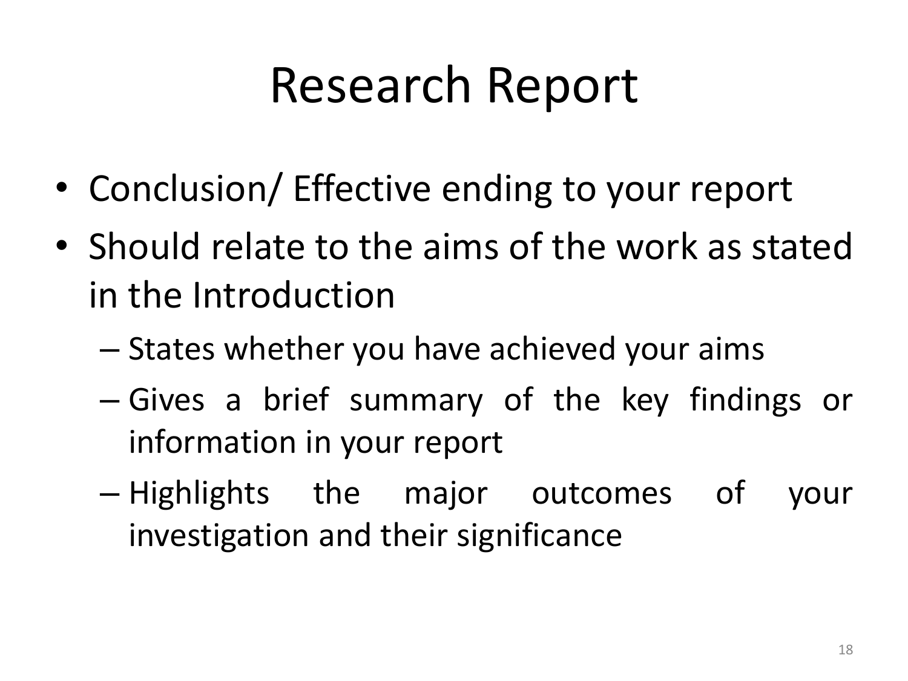# Research Report

- Conclusion/ Effective ending to your report
- Should relate to the aims of the work as stated in the Introduction
  - States whether you have achieved your aims
  - Gives a brief summary of the key findings or information in your report
  - Highlights the major outcomes of your investigation and their significance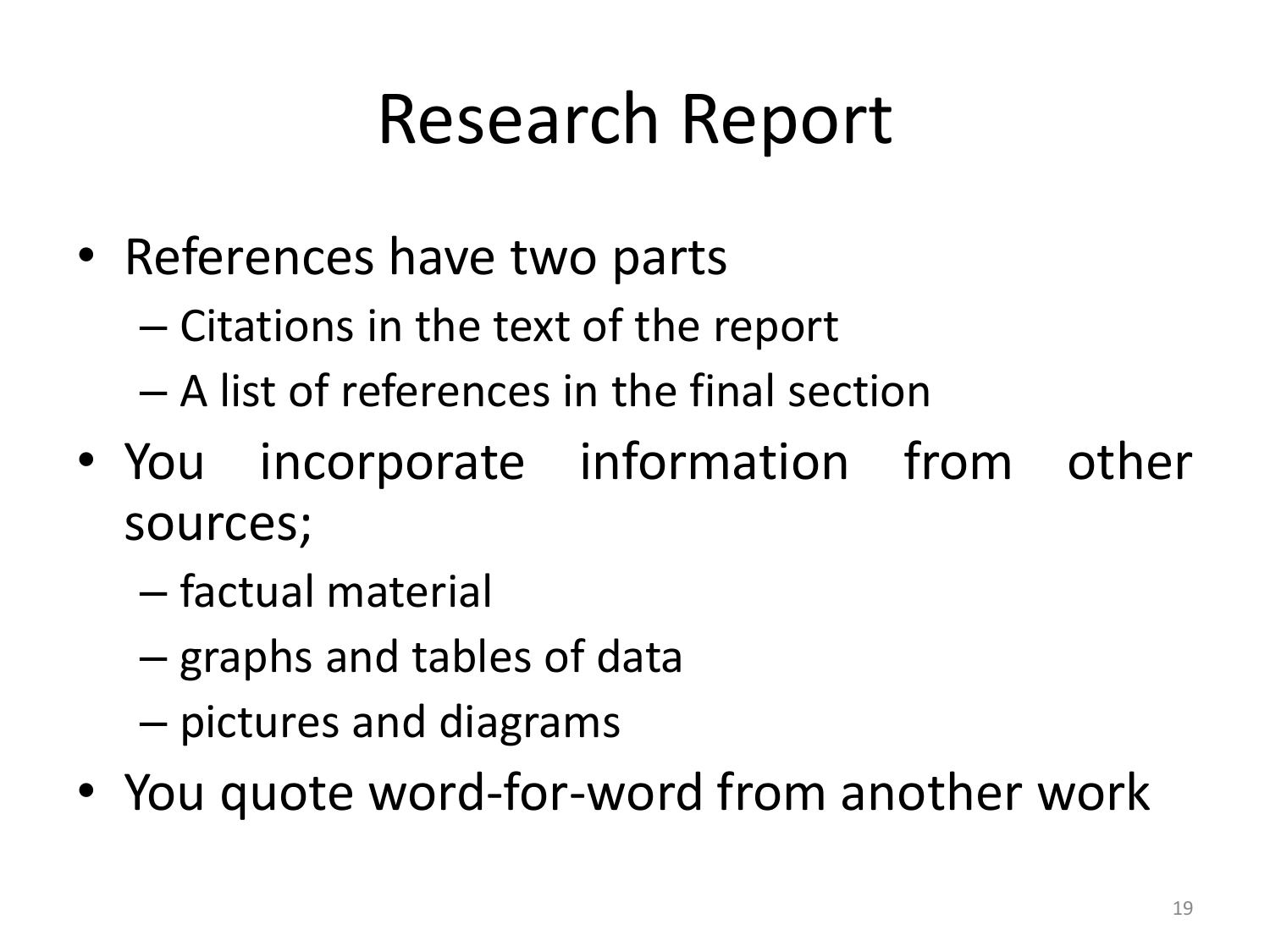# Research Report

- References have two parts
  - Citations in the text of the report
  - A list of references in the final section
- You incorporate information from other sources;
  - factual material
  - graphs and tables of data
  - pictures and diagrams
- You quote word-for-word from another work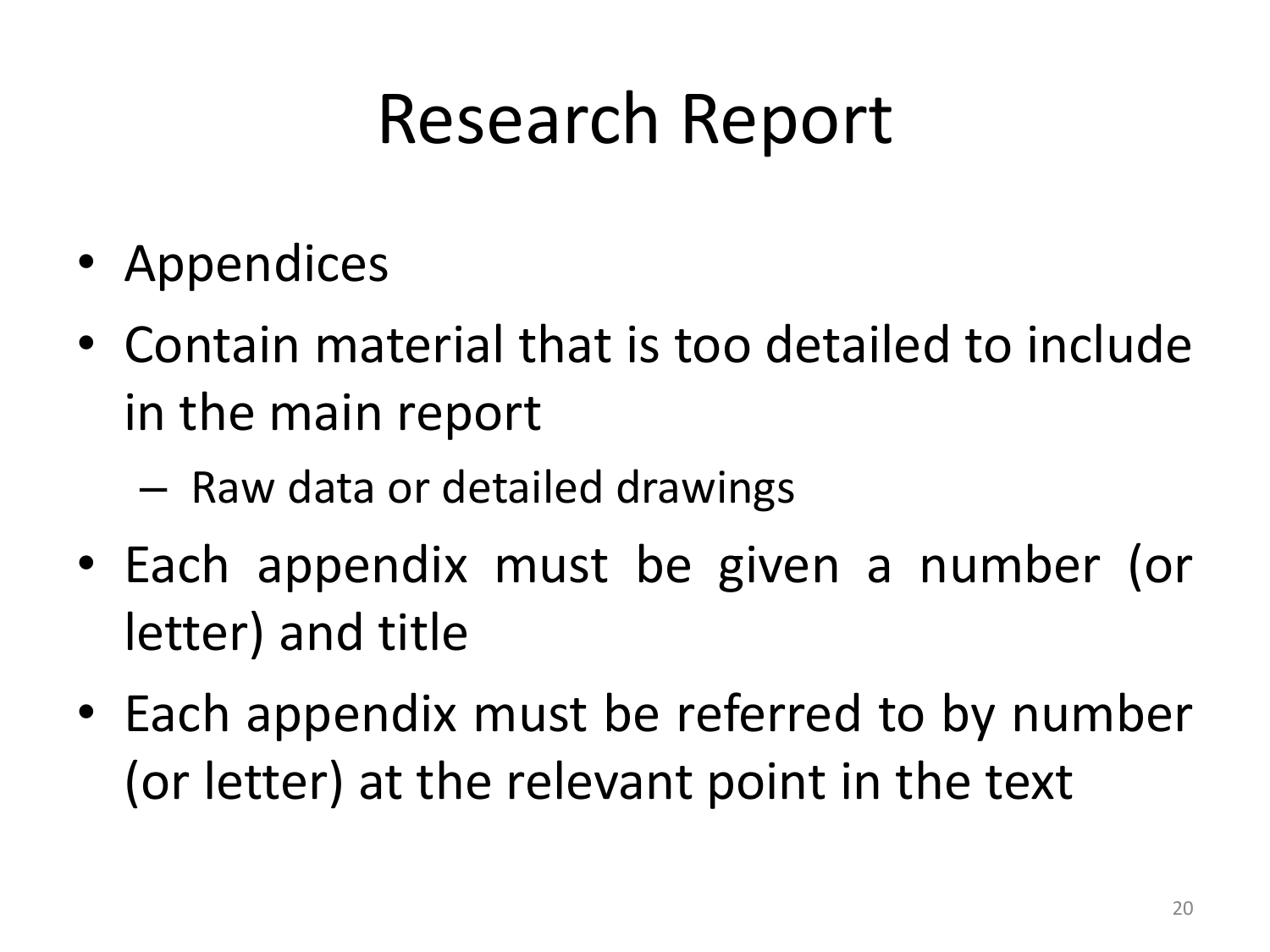# Research Report

- Appendices
- Contain material that is too detailed to include in the main report
  - Raw data or detailed drawings
- Each appendix must be given a number (or letter) and title
- Each appendix must be referred to by number (or letter) at the relevant point in the text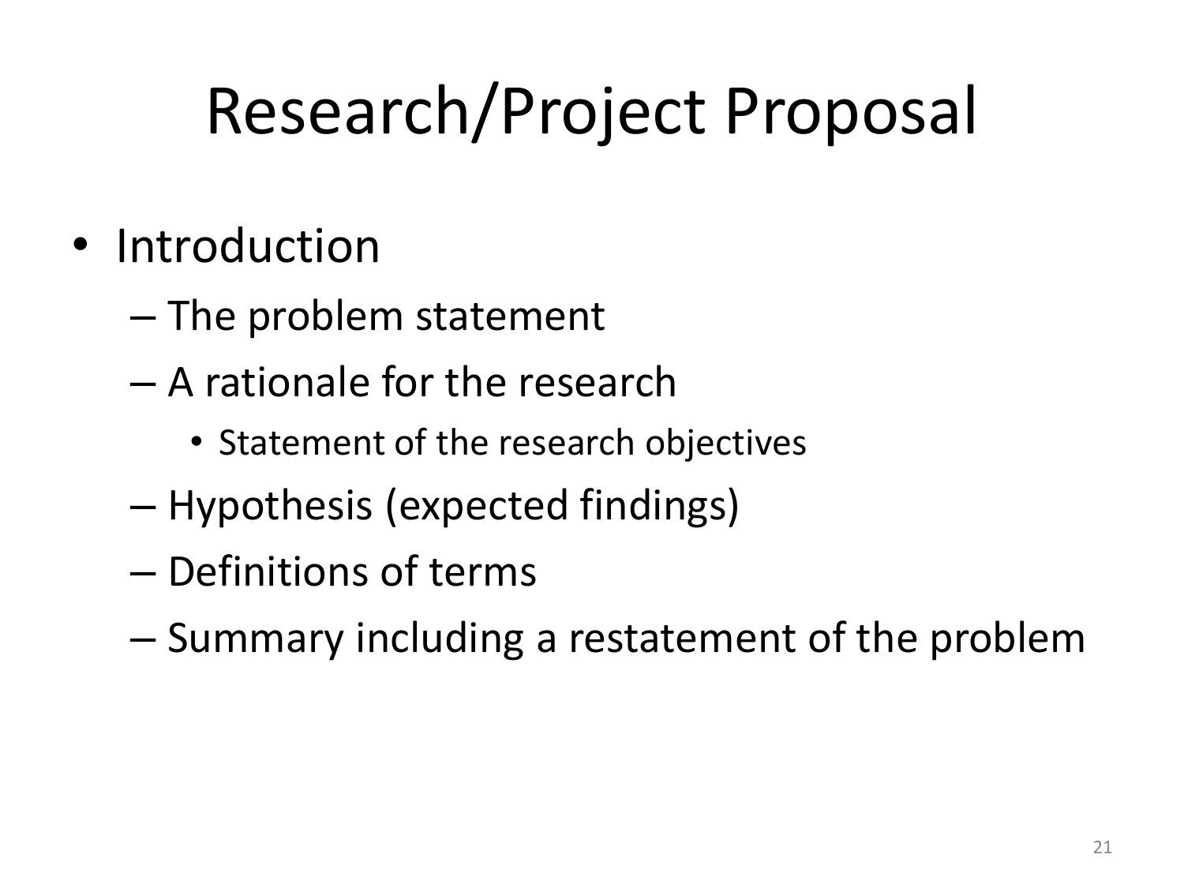# Research/Project Proposal

- Introduction
  - The problem statement
  - A rationale for the research
    - Statement of the research objectives
  - Hypothesis (expected findings)
  - Definitions of terms
  - Summary including a restatement of the problem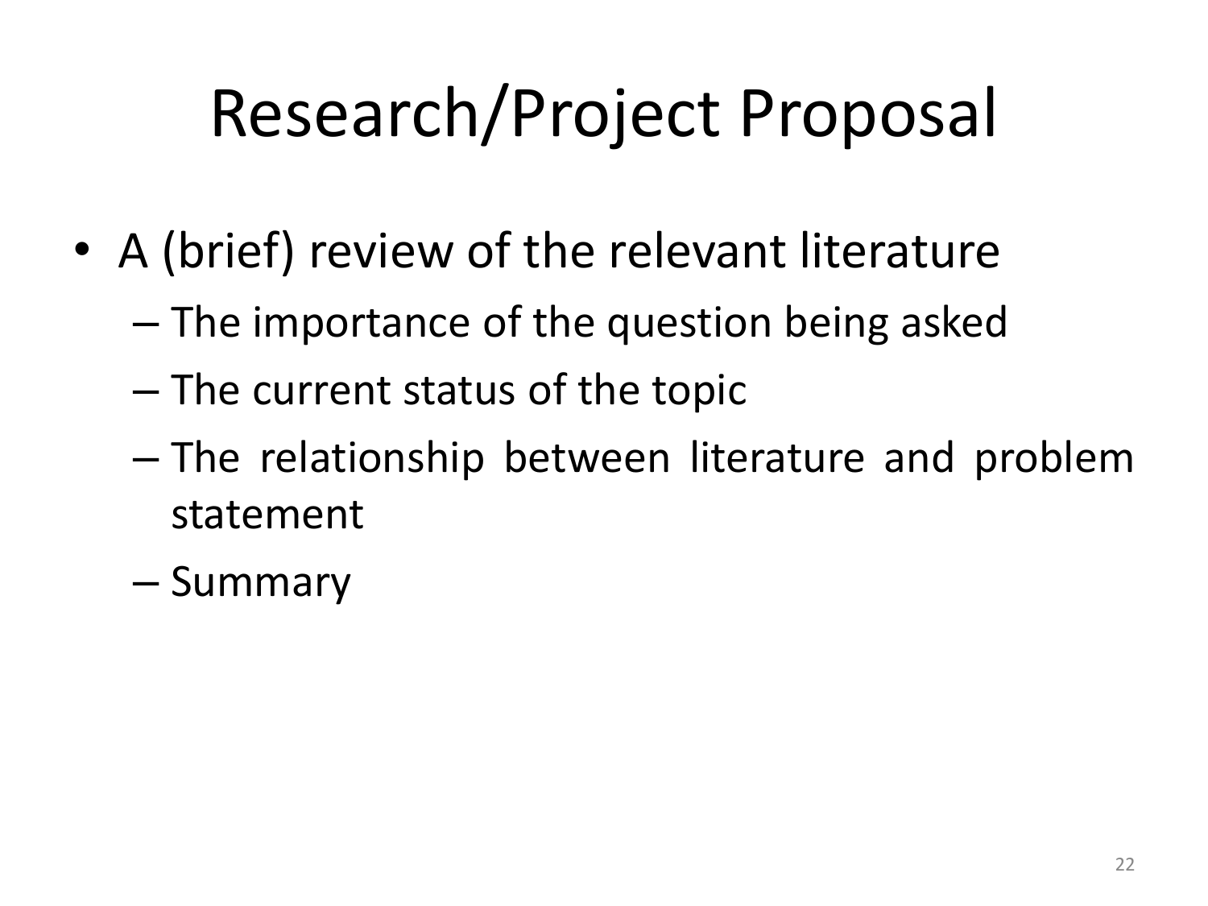# Research/Project Proposal

- A (brief) review of the relevant literature
  - The importance of the question being asked
  - The current status of the topic
  - The relationship between literature and problem statement
  - Summary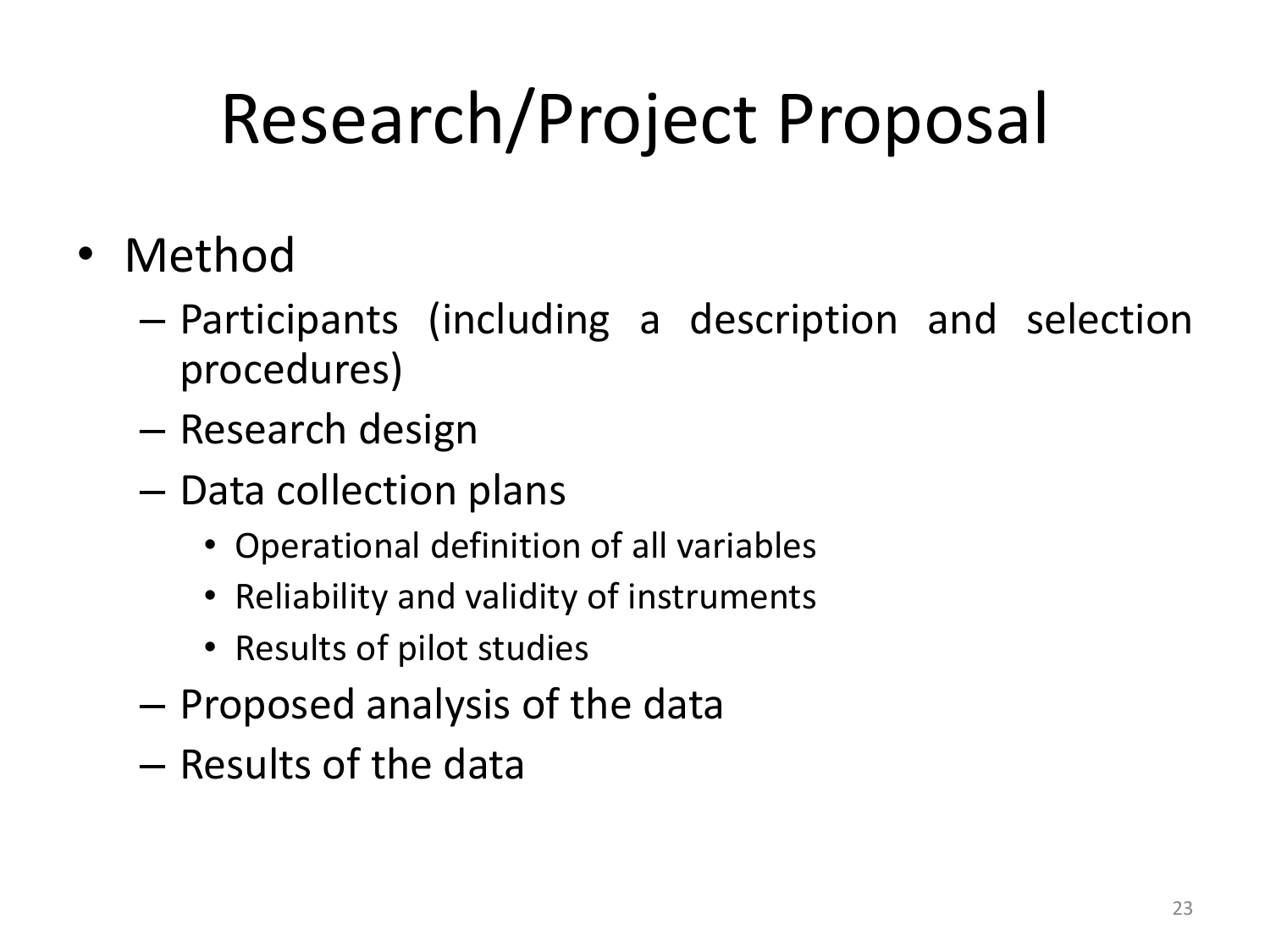# Research/Project Proposal

- Method
  - Participants (including a description and selection procedures)
  - Research design
  - Data collection plans
    - Operational definition of all variables
    - Reliability and validity of instruments
    - Results of pilot studies
  - Proposed analysis of the data
  - Results of the data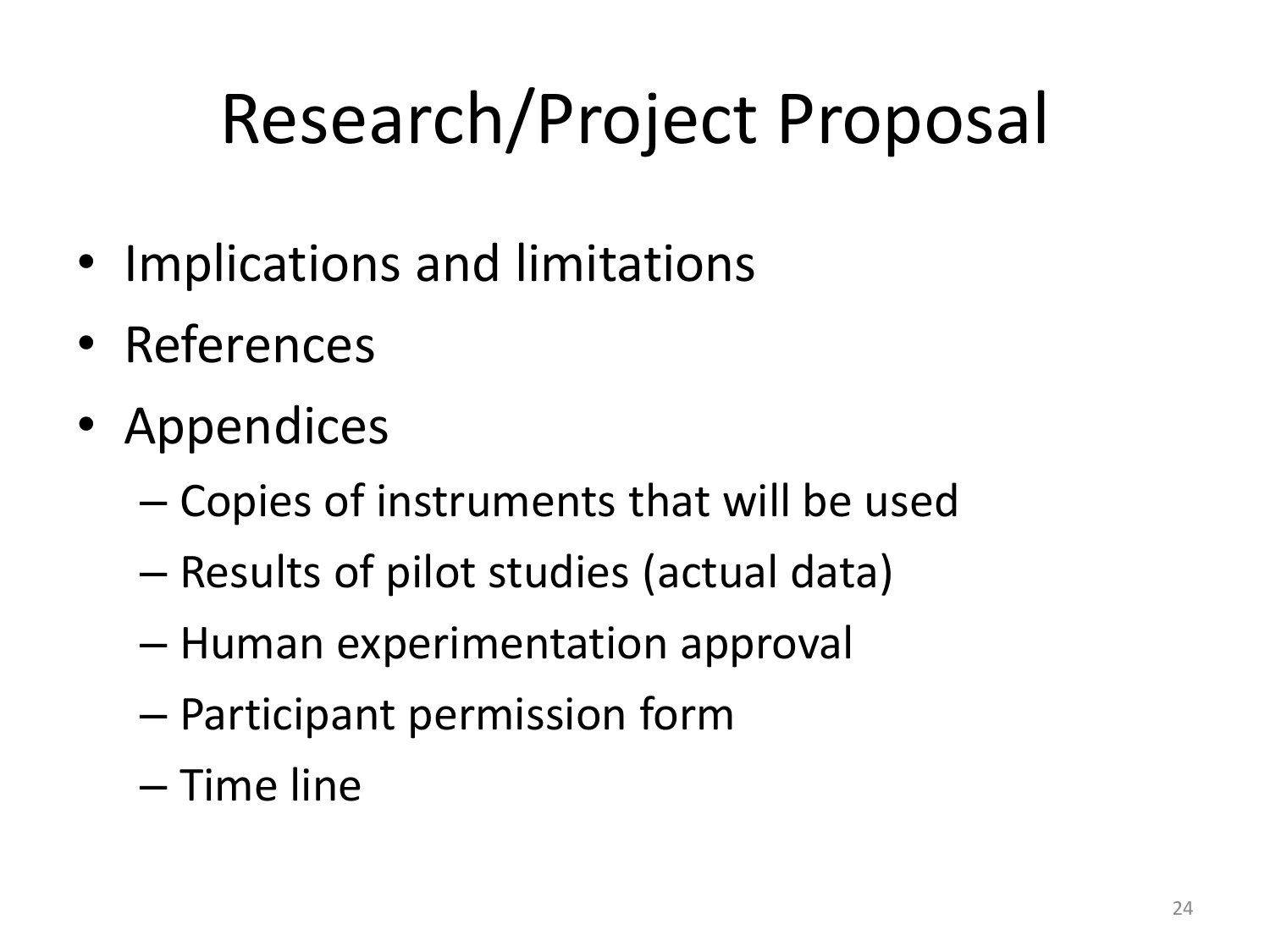# Research/Project Proposal

- Implications and limitations
- References
- Appendices
  - Copies of instruments that will be used
  - Results of pilot studies (actual data)
  - Human experimentation approval
  - Participant permission form
  - Time line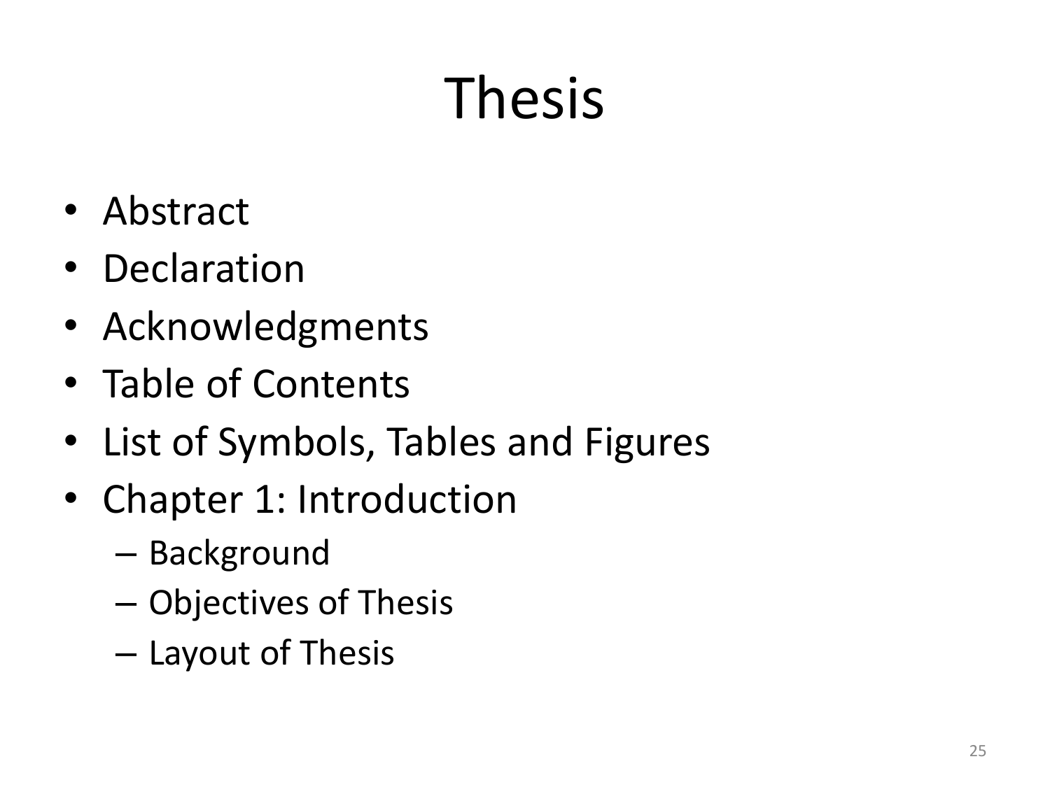# Thesis

- Abstract
- Declaration
- Acknowledgments
- Table of Contents
- List of Symbols, Tables and Figures
- Chapter 1: Introduction
  - Background
  - Objectives of Thesis
  - Layout of Thesis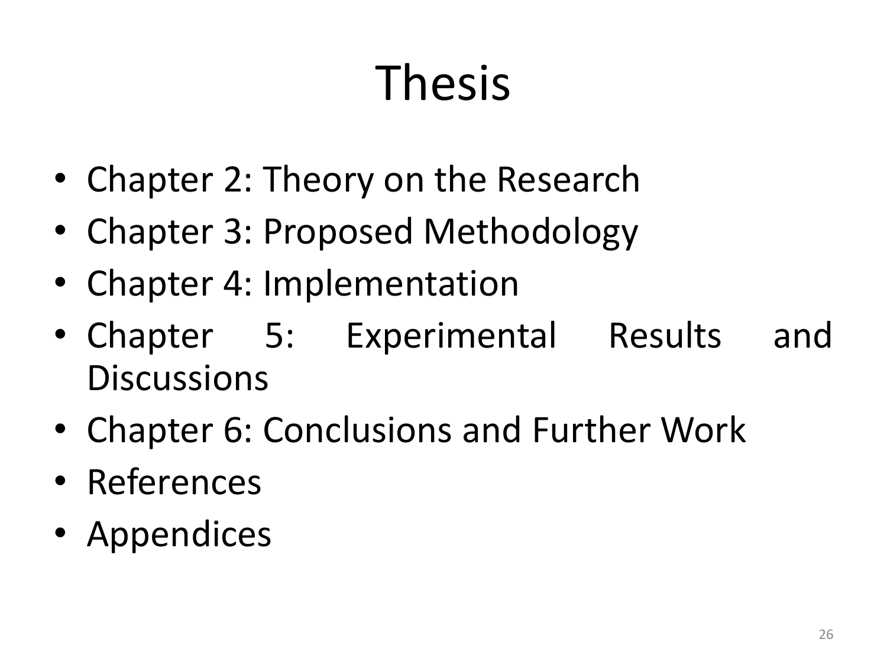# Thesis

- Chapter 2: Theory on the Research
- Chapter 3: Proposed Methodology
- Chapter 4: Implementation
- Chapter 5: Experimental Results and Discussions
- Chapter 6: Conclusions and Further Work
- References
- Appendices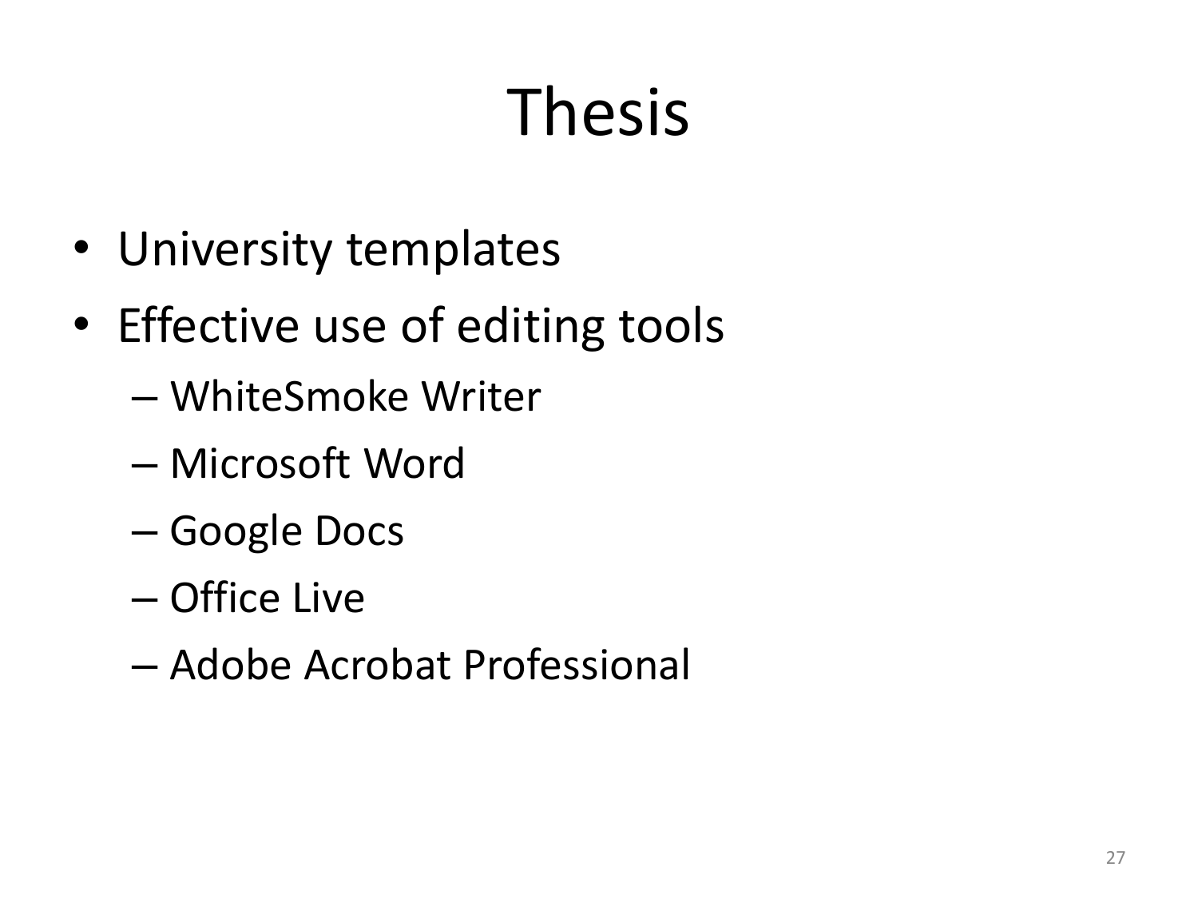# Thesis

- University templates
- Effective use of editing tools
  - WhiteSmoke Writer
  - Microsoft Word
  - Google Docs
  - Office Live
  - Adobe Acrobat Professional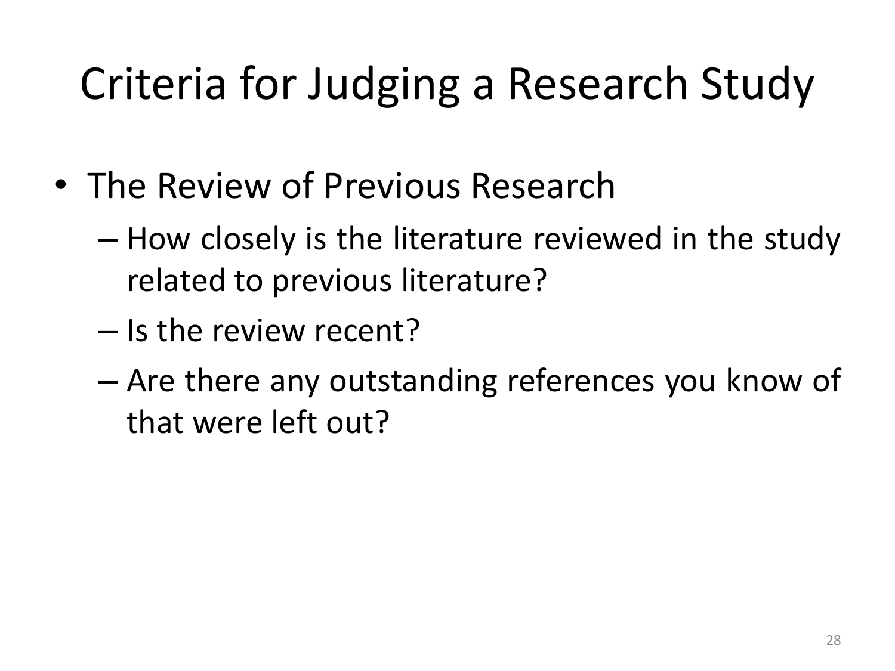# Criteria for Judging a Research Study

- The Review of Previous Research
  - How closely is the literature reviewed in the study related to previous literature?
  - Is the review recent?
  - Are there any outstanding references you know of that were left out?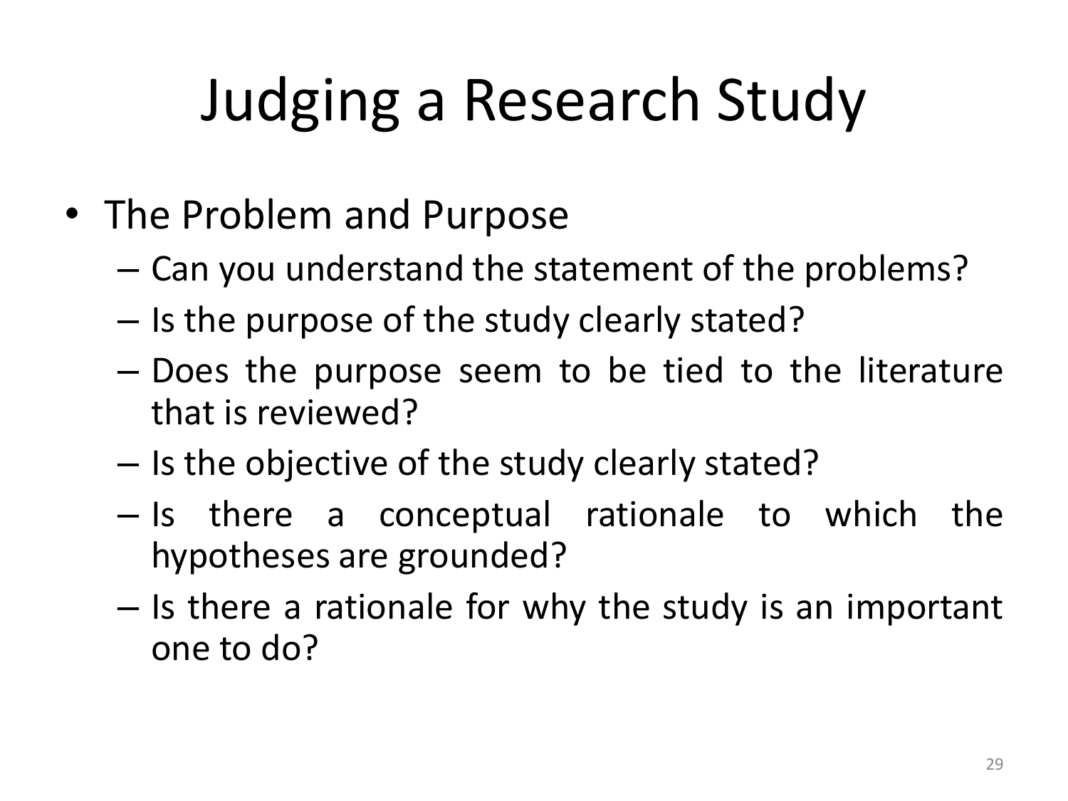# Judging a Research Study

- The Problem and Purpose
  - Can you understand the statement of the problems?
  - Is the purpose of the study clearly stated?
  - Does the purpose seem to be tied to the literature that is reviewed?
  - Is the objective of the study clearly stated?
  - Is there a conceptual rationale to which the hypotheses are grounded?
  - Is there a rationale for why the study is an important one to do?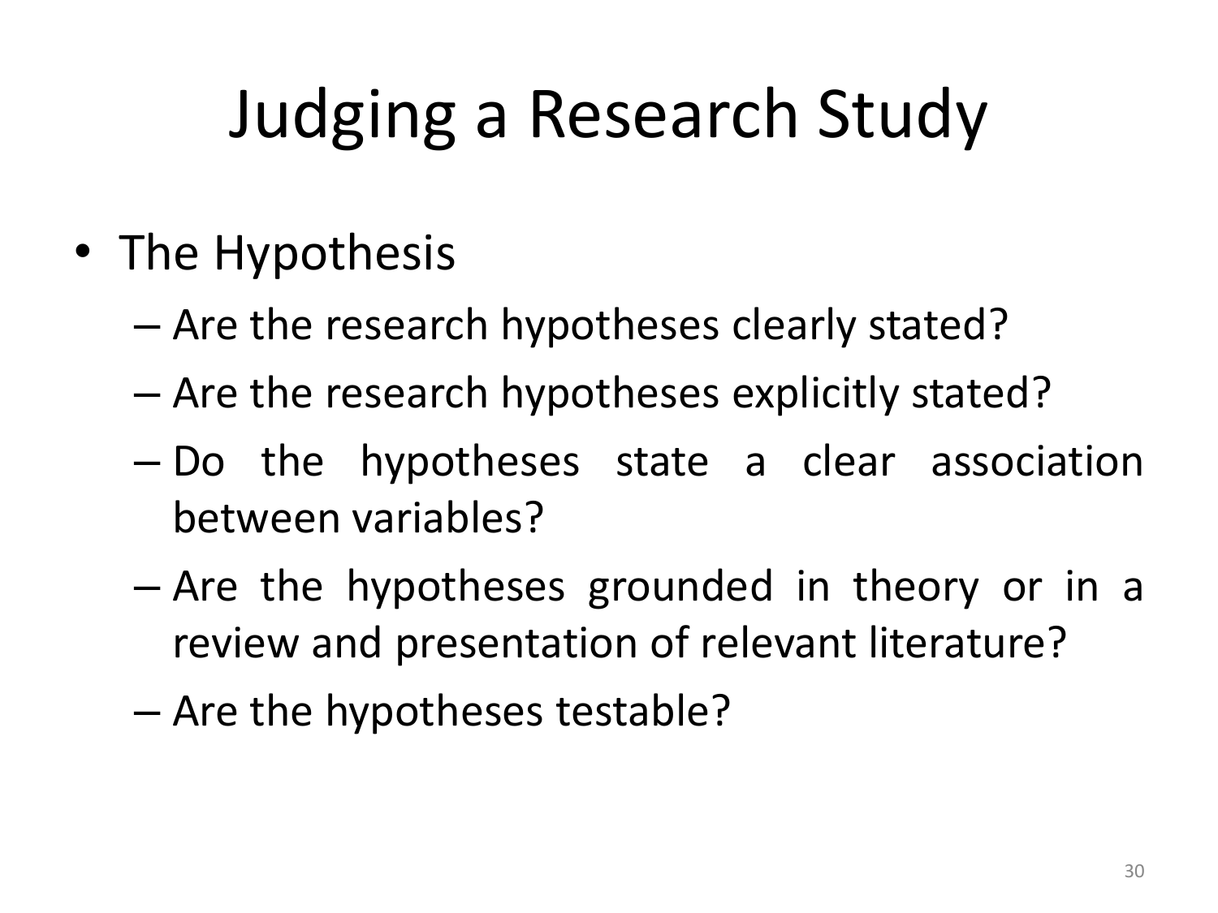# Judging a Research Study

- The Hypothesis
  - Are the research hypotheses clearly stated?
  - Are the research hypotheses explicitly stated?
  - Do the hypotheses state a clear association between variables?
  - Are the hypotheses grounded in theory or in a review and presentation of relevant literature?
  - Are the hypotheses testable?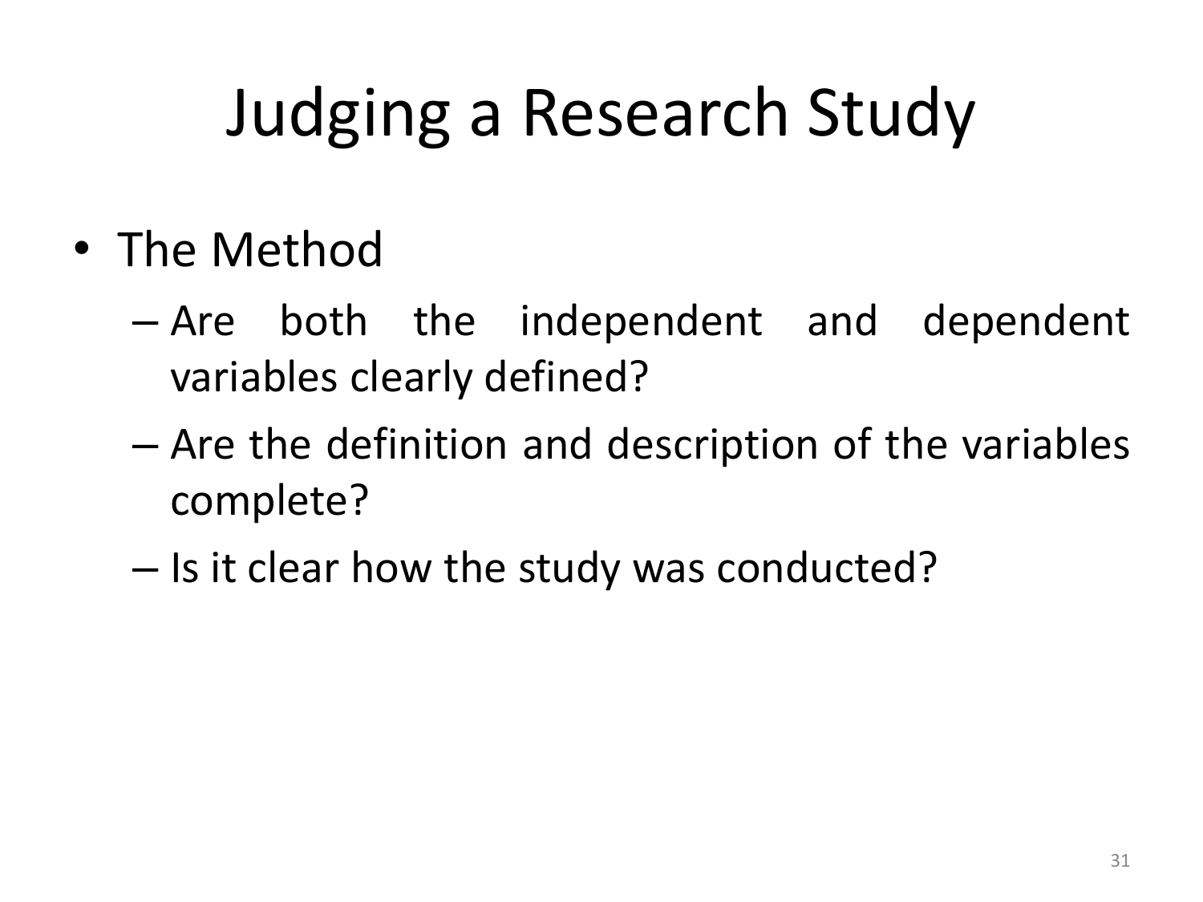# Judging a Research Study

- The Method
  - Are both the independent and dependent variables clearly defined?
  - Are the definition and description of the variables complete?
  - Is it clear how the study was conducted?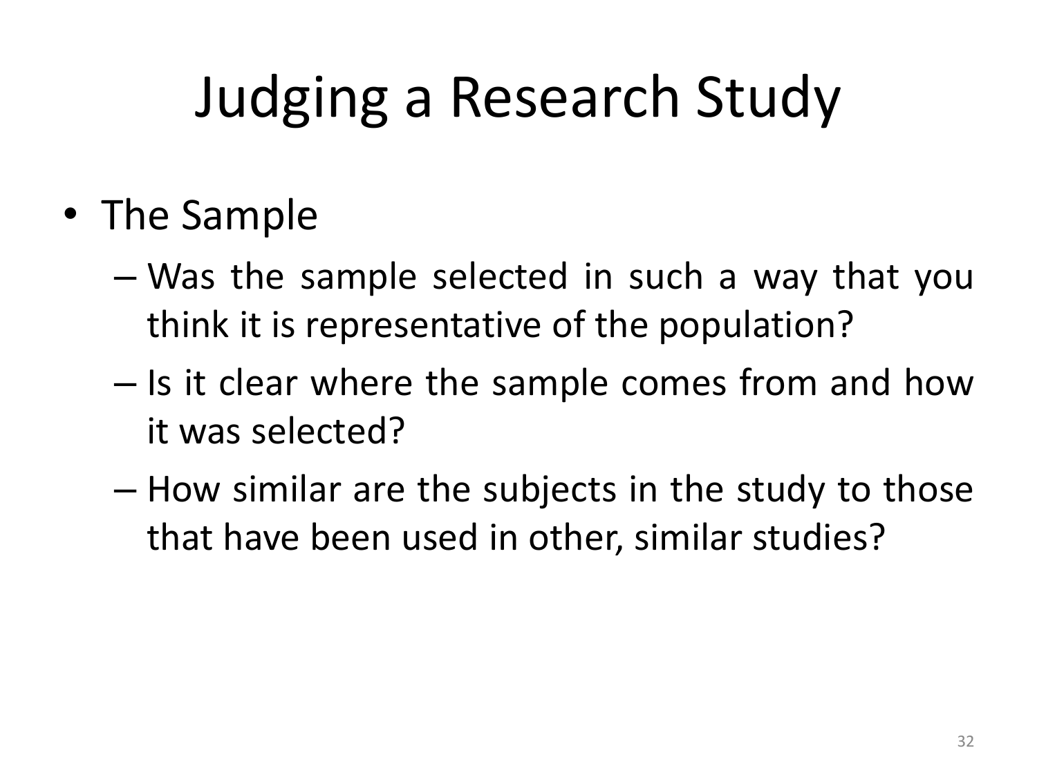# Judging a Research Study

- The Sample
  - Was the sample selected in such a way that you think it is representative of the population?
  - Is it clear where the sample comes from and how it was selected?
  - How similar are the subjects in the study to those that have been used in other, similar studies?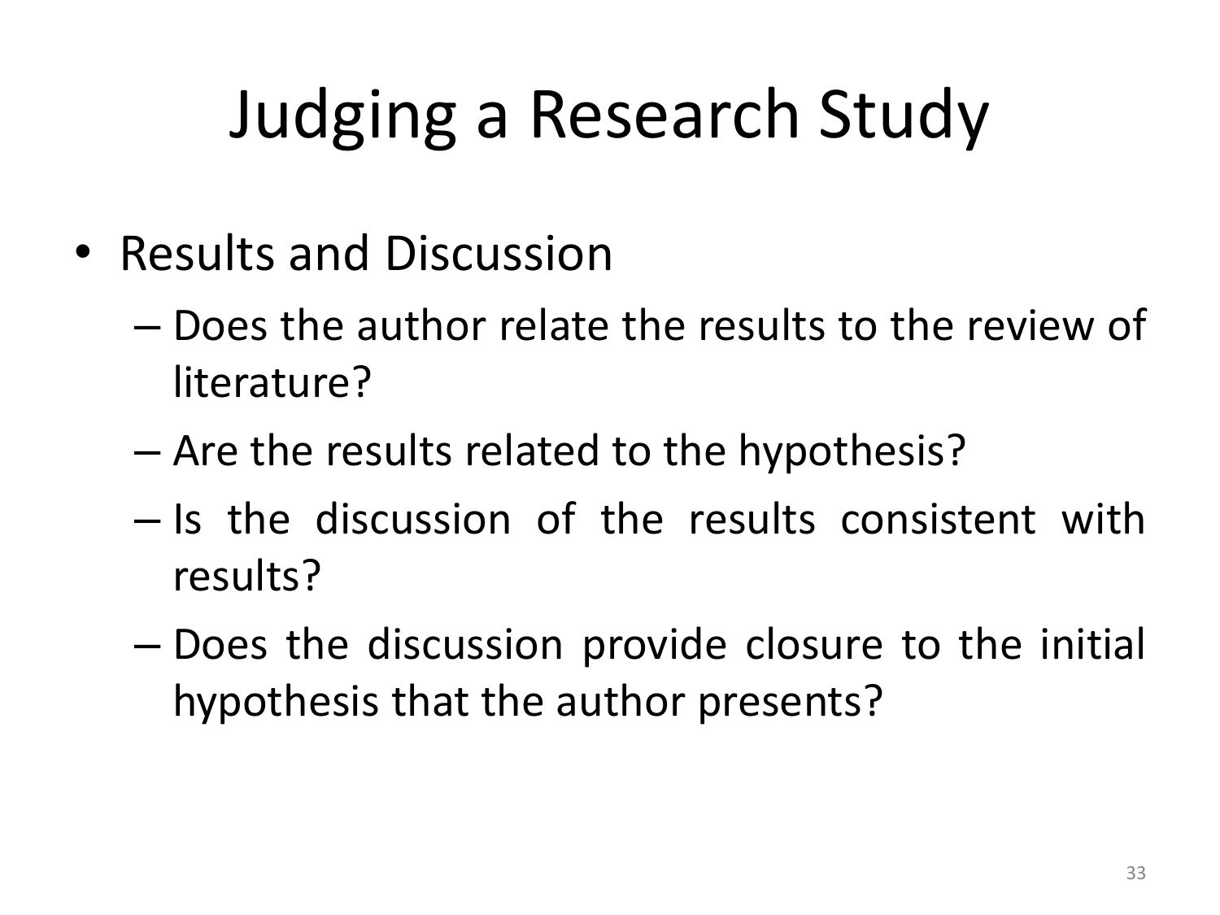# Judging a Research Study

- Results and Discussion
  - Does the author relate the results to the review of literature?
  - Are the results related to the hypothesis?
  - Is the discussion of the results consistent with results?
  - Does the discussion provide closure to the initial hypothesis that the author presents?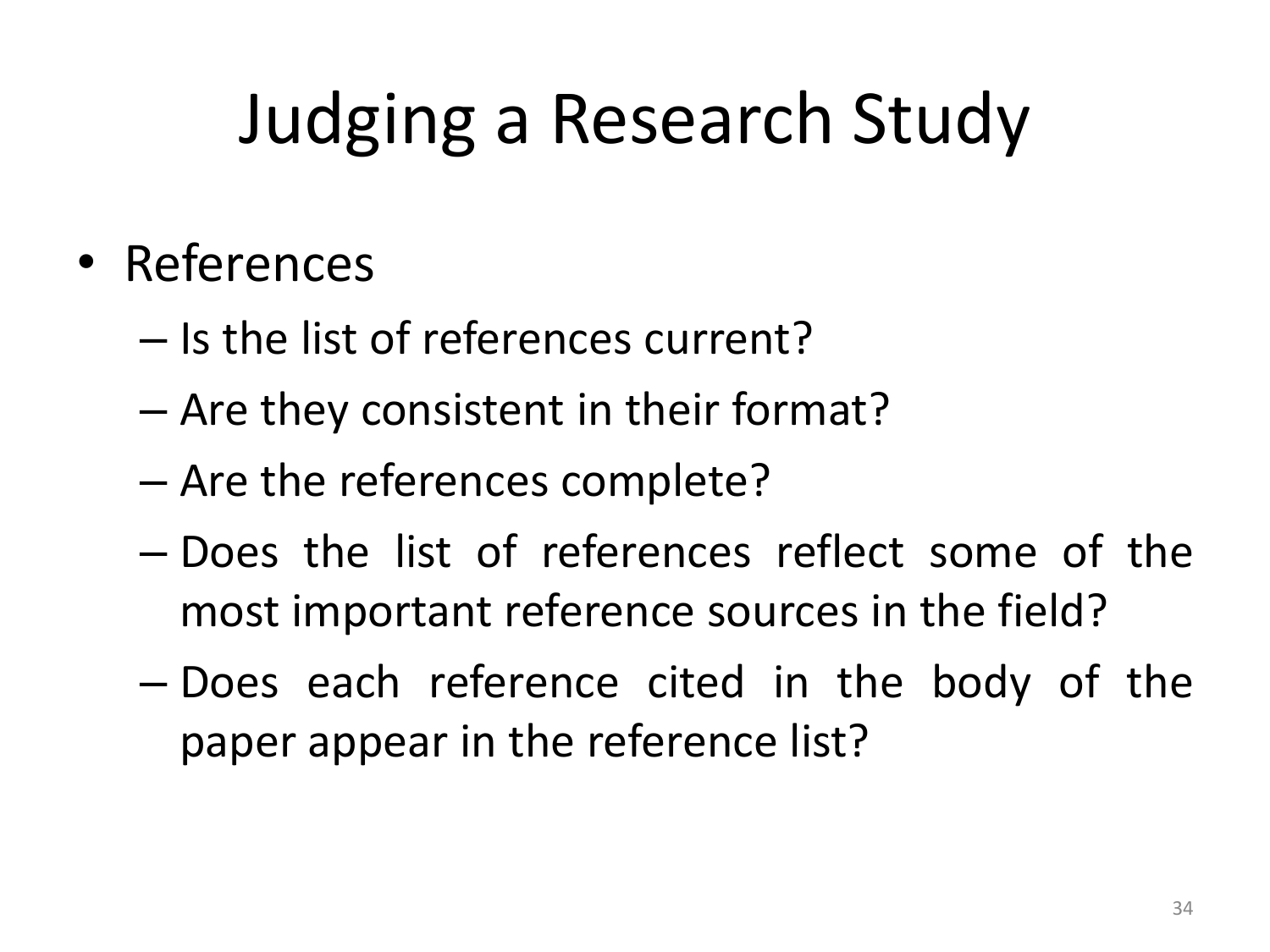# Judging a Research Study

- References
  - Is the list of references current?
  - Are they consistent in their format?
  - Are the references complete?
  - Does the list of references reflect some of the most important reference sources in the field?
  - Does each reference cited in the body of the paper appear in the reference list?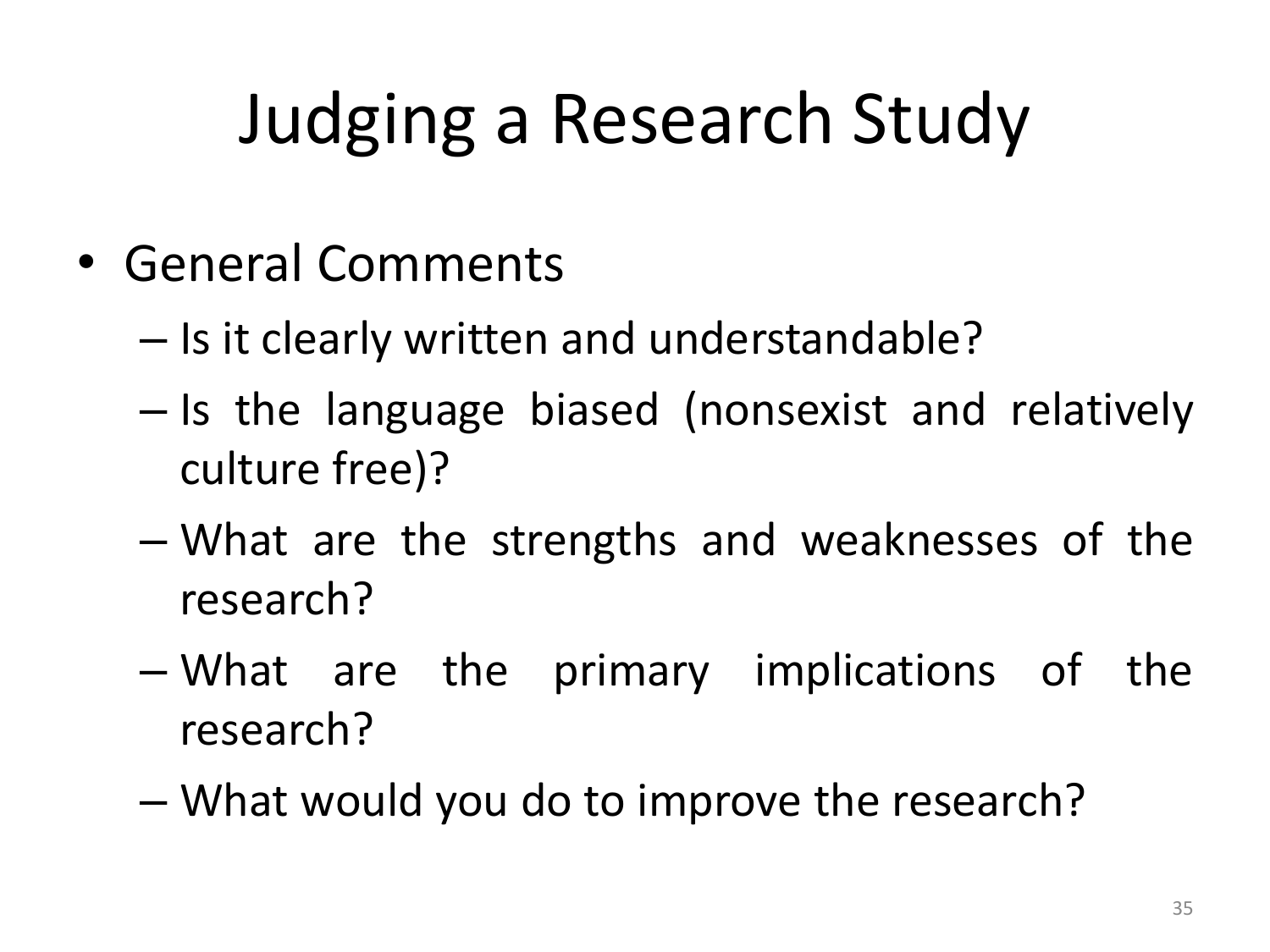# Judging a Research Study

- General Comments
  - Is it clearly written and understandable?
  - Is the language biased (nonsexist and relatively culture free)?
  - What are the strengths and weaknesses of the research?
  - What are the primary implications of the research?
  - What would you do to improve the research?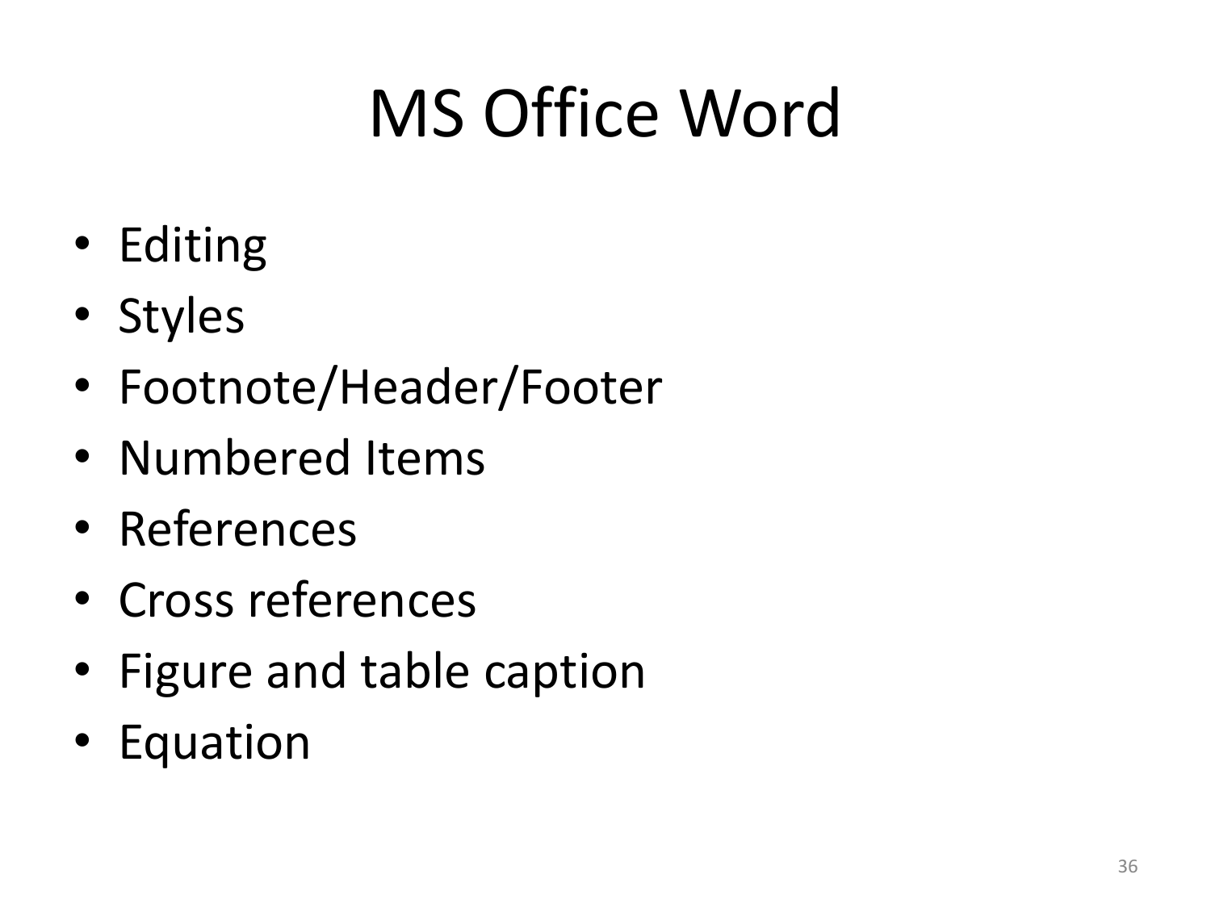# MS Office Word

- Editing
- Styles
- Footnote/Header/Footer
- Numbered Items
- References
- Cross references
- Figure and table caption
- Equation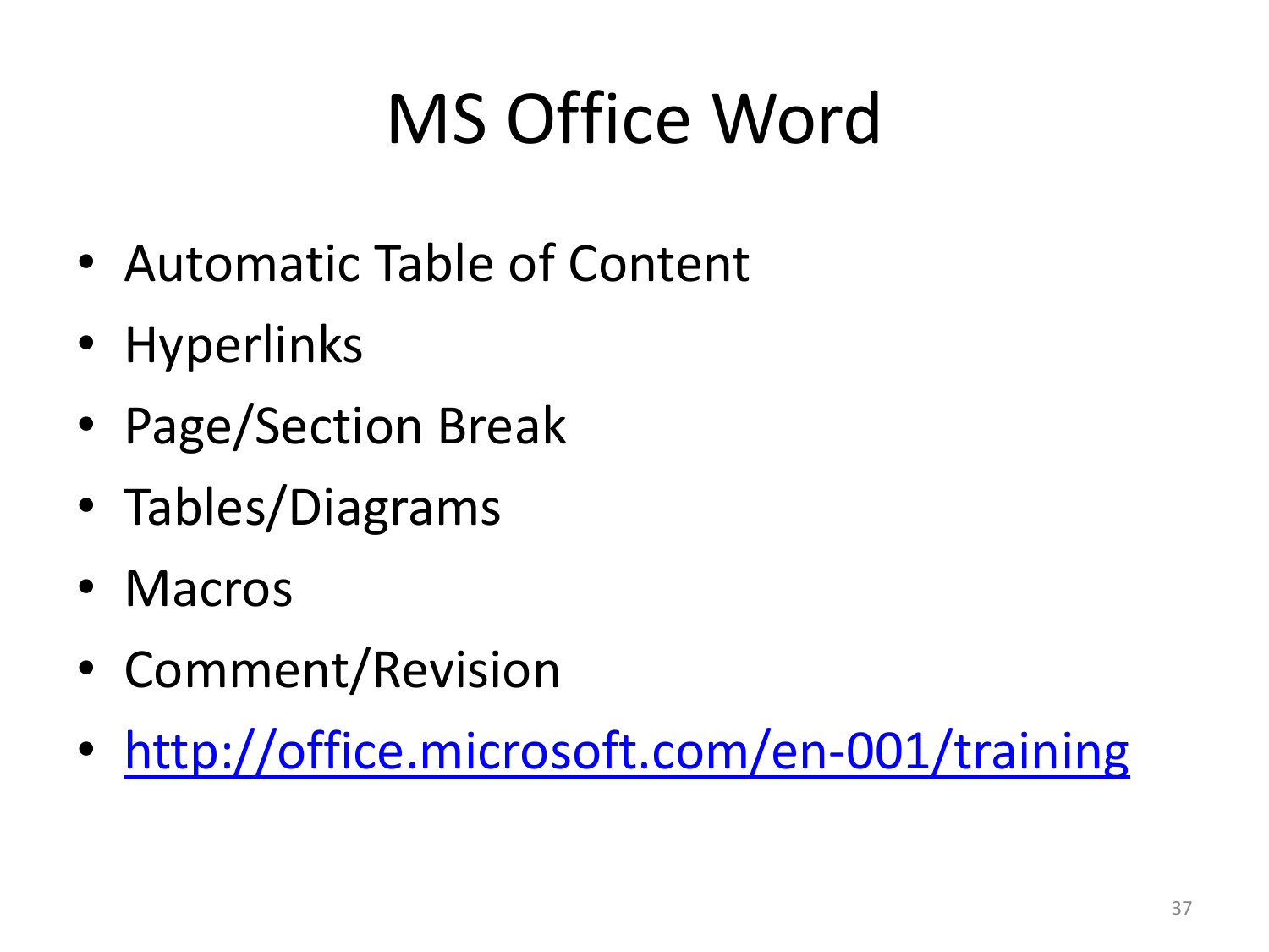# MS Office Word

- Automatic Table of Content
- Hyperlinks
- Page/Section Break
- Tables/Diagrams
- Macros
- Comment/Revision
- [http://office.microsoft.com/en-001/training](http://office.microsoft.com/en-001/training)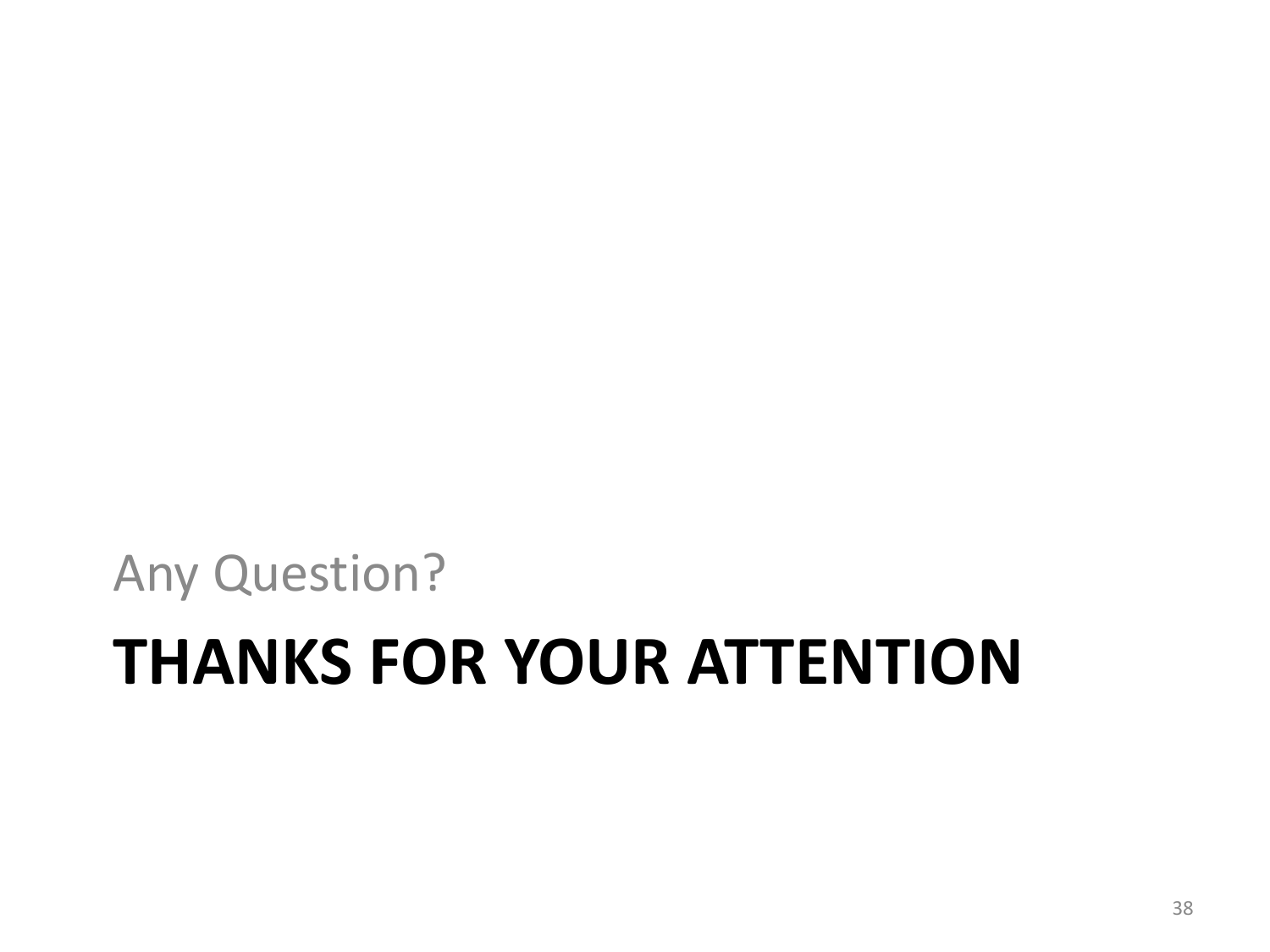Any Question?

# THANKS FOR YOUR ATTENTION